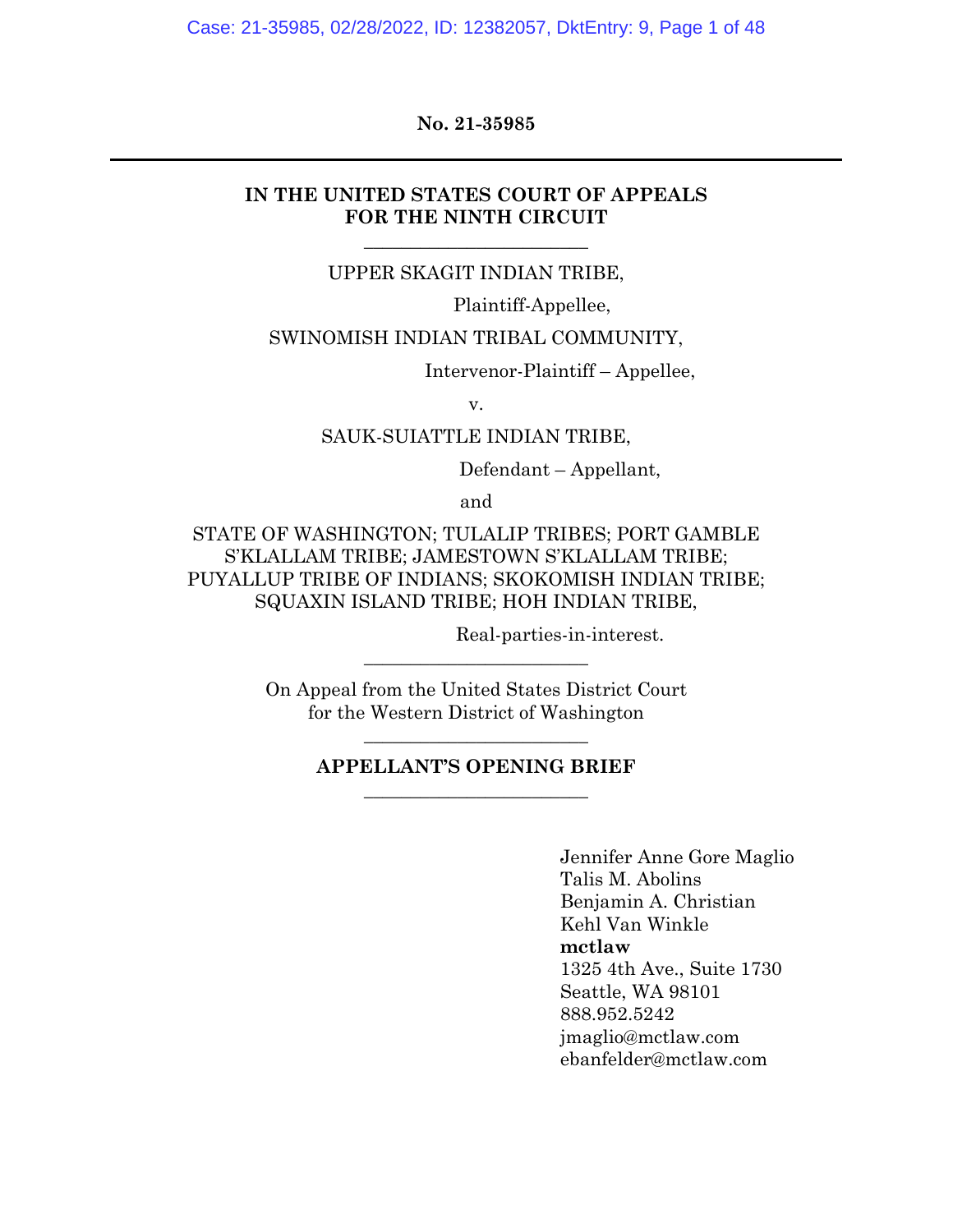**No. 21-35985**

---

**IN THE UNITED STATES COURT OF APPEALS**
**FOR THE NINTH CIRCUIT**

---

UPPER SKAGIT INDIAN TRIBE,

Plaintiff-Appellee,

SWINOMISH INDIAN TRIBAL COMMUNITY,

Intervenor-Plaintiff – Appellee,

v.

SAUK-SUIATTLE INDIAN TRIBE,

Defendant – Appellant,

and

STATE OF WASHINGTON; TULALIP TRIBES; PORT GAMBLE S'KLALLAM TRIBE; JAMESTOWN S'KLALLAM TRIBE; PUYALLUP TRIBE OF INDIANS; SKOKOMISH INDIAN TRIBE; SQUAXIN ISLAND TRIBE; HOH INDIAN TRIBE,

Real-parties-in-interest.

---

On Appeal from the United States District Court
for the Western District of Washington

---

**APPELLANT'S OPENING BRIEF**

---

Jennifer Anne Gore Maglio
Talis M. Abolins
Benjamin A. Christian
Kehl Van Winkle
**mctlaw**
1325 4th Ave., Suite 1730
Seattle, WA 98101
888.952.5242
jmaglio@mctlaw.com
ebanfelder@mctlaw.com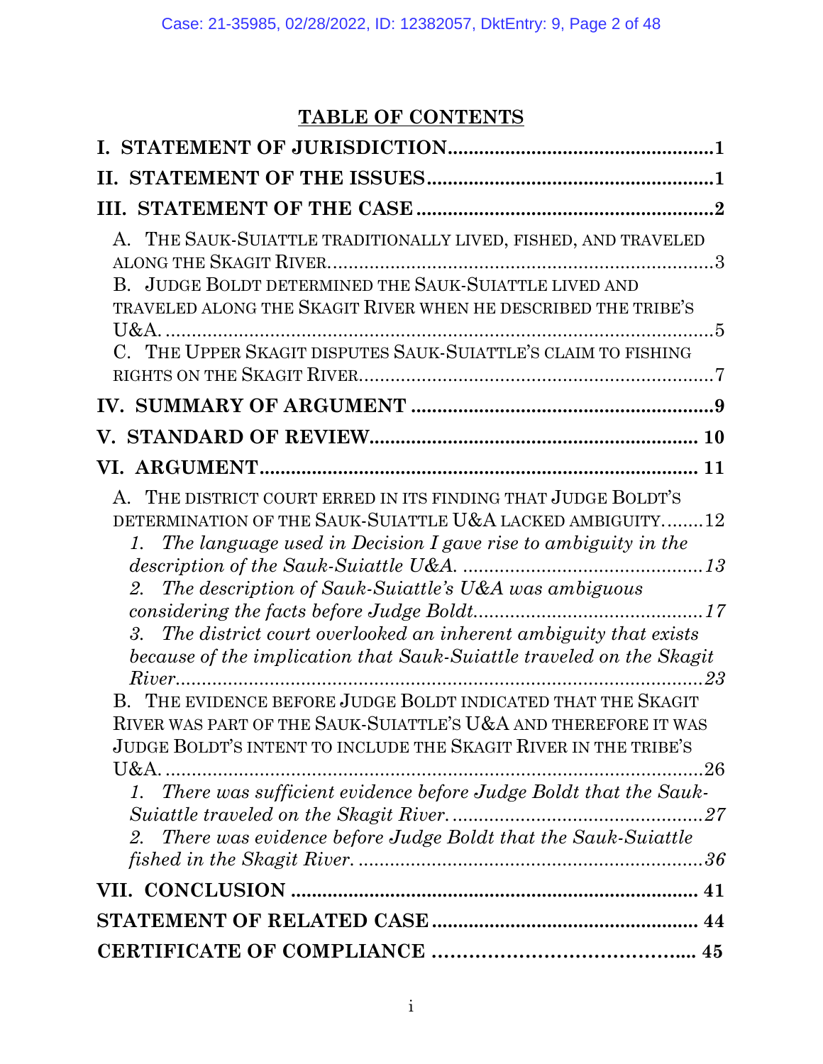## TABLE OF CONTENTS

**I. STATEMENT OF JURISDICTION** .......... **1**

**II. STATEMENT OF THE ISSUES** .......... **1**

**III. STATEMENT OF THE CASE** .......... **2**

- A. THE SAUK-SUIATTLE TRADITIONALLY LIVED, FISHED, AND TRAVELED ALONG THE SKAGIT RIVER .......... 3
- B. JUDGE BOLDT DETERMINED THE SAUK-SUIATTLE LIVED AND TRAVELED ALONG THE SKAGIT RIVER WHEN HE DESCRIBED THE TRIBE'S U&A .......... 5
- C. THE UPPER SKAGIT DISPUTES SAUK-SUIATTLE'S CLAIM TO FISHING RIGHTS ON THE SKAGIT RIVER .......... 7

**IV. SUMMARY OF ARGUMENT** .......... **9**

**V. STANDARD OF REVIEW** .......... **10**

**VI. ARGUMENT** .......... **11**

- A. THE DISTRICT COURT ERRED IN ITS FINDING THAT JUDGE BOLDT'S DETERMINATION OF THE SAUK-SUIATTLE U&A LACKED AMBIGUITY .......... 12
  - *1. The language used in Decision I gave rise to ambiguity in the description of the Sauk-Suiattle U&A.* .......... *13*
  - *2. The description of Sauk-Suiattle's U&A was ambiguous considering the facts before Judge Boldt* .......... *17*
  - *3. The district court overlooked an inherent ambiguity that exists because of the implication that Sauk-Suiattle traveled on the Skagit River* .......... *23*
- B. THE EVIDENCE BEFORE JUDGE BOLDT INDICATED THAT THE SKAGIT RIVER WAS PART OF THE SAUK-SUIATTLE'S U&A AND THEREFORE IT WAS JUDGE BOLDT'S INTENT TO INCLUDE THE SKAGIT RIVER IN THE TRIBE'S U&A .......... 26
  - *1. There was sufficient evidence before Judge Boldt that the Sauk-Suiattle traveled on the Skagit River.* .......... *27*
  - *2. There was evidence before Judge Boldt that the Sauk-Suiattle fished in the Skagit River.* .......... *36*

**VII. CONCLUSION** .......... **41**

**STATEMENT OF RELATED CASE** .......... **44**

**CERTIFICATE OF COMPLIANCE** .......... **45**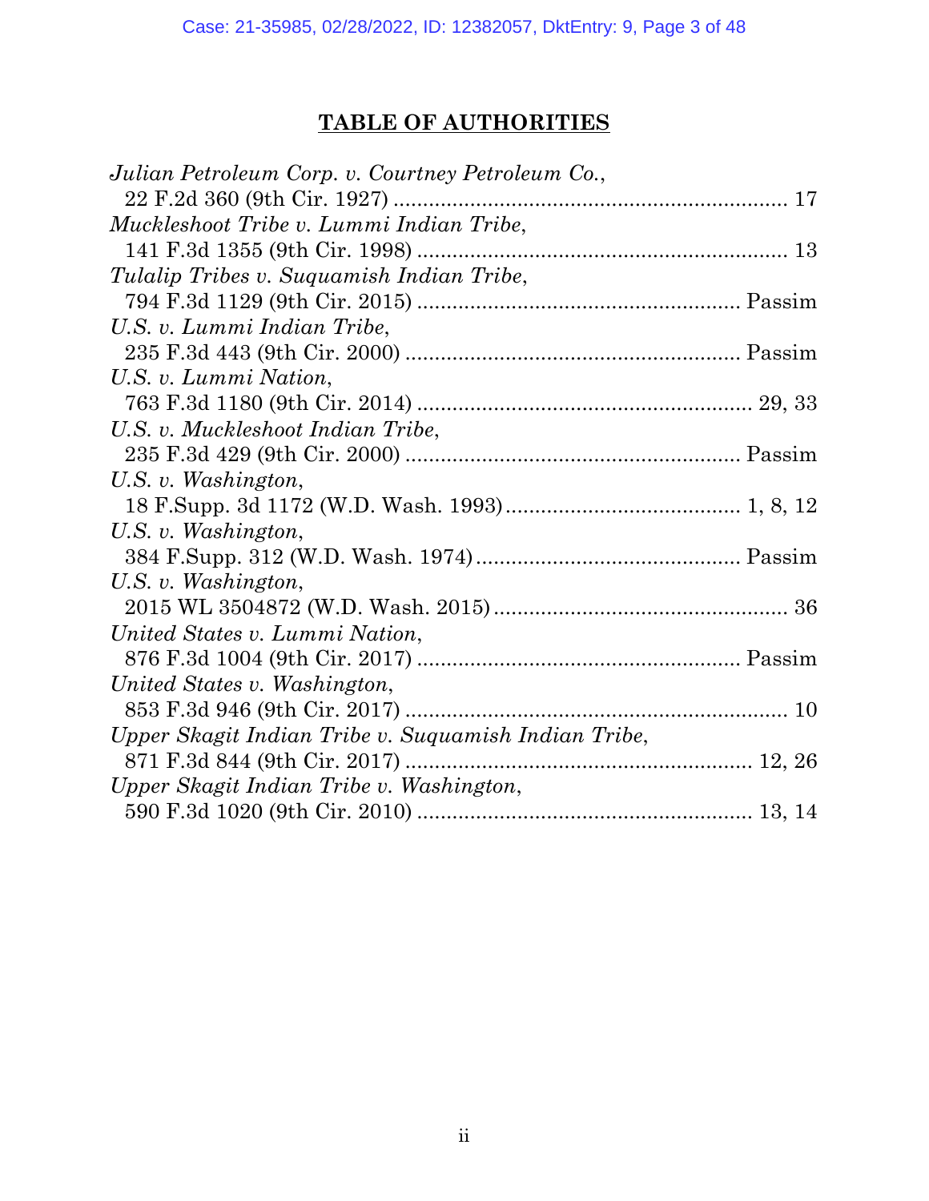## TABLE OF AUTHORITIES

*Julian Petroleum Corp. v. Courtney Petroleum Co.*,
22 F.2d 360 (9th Cir. 1927) .................................................................. 17

*Muckleshoot Tribe v. Lummi Indian Tribe*,
141 F.3d 1355 (9th Cir. 1998) .............................................................. 13

*Tulalip Tribes v. Suquamish Indian Tribe*,
794 F.3d 1129 (9th Cir. 2015) ...................................................... Passim

*U.S. v. Lummi Indian Tribe*,
235 F.3d 443 (9th Cir. 2000) ........................................................ Passim

*U.S. v. Lummi Nation*,
763 F.3d 1180 (9th Cir. 2014) ......................................................... 29, 33

*U.S. v. Muckleshoot Indian Tribe*,
235 F.3d 429 (9th Cir. 2000) ........................................................ Passim

*U.S. v. Washington*,
18 F.Supp. 3d 1172 (W.D. Wash. 1993)....................................... 1, 8, 12

*U.S. v. Washington*,
384 F.Supp. 312 (W.D. Wash. 1974)............................................ Passim

*U.S. v. Washington*,
2015 WL 3504872 (W.D. Wash. 2015)................................................. 36

*United States v. Lummi Nation*,
876 F.3d 1004 (9th Cir. 2017) ...................................................... Passim

*United States v. Washington*,
853 F.3d 946 (9th Cir. 2017) ................................................................ 10

*Upper Skagit Indian Tribe v. Suquamish Indian Tribe*,
871 F.3d 844 (9th Cir. 2017) .......................................................... 12, 26

*Upper Skagit Indian Tribe v. Washington*,
590 F.3d 1020 (9th Cir. 2010) ........................................................ 13, 14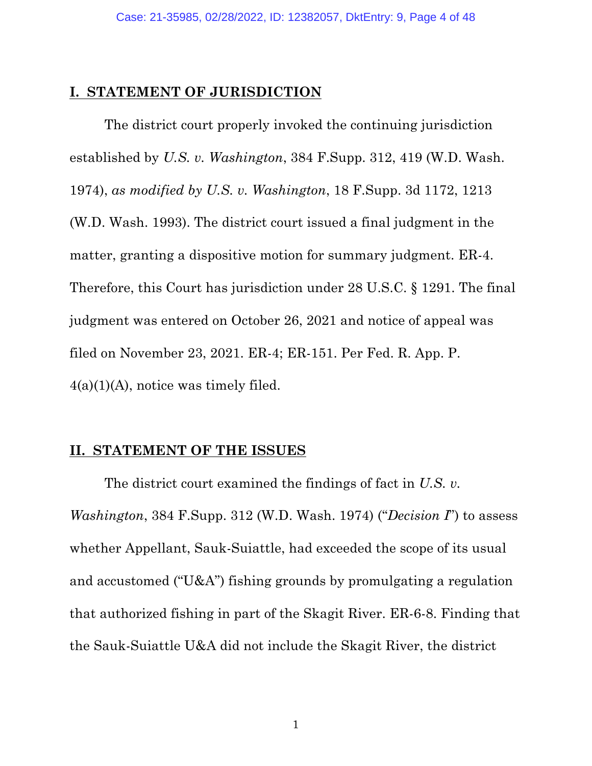## I. STATEMENT OF JURISDICTION

The district court properly invoked the continuing jurisdiction established by *U.S. v. Washington*, 384 F.Supp. 312, 419 (W.D. Wash. 1974), *as modified by U.S. v. Washington*, 18 F.Supp. 3d 1172, 1213 (W.D. Wash. 1993). The district court issued a final judgment in the matter, granting a dispositive motion for summary judgment. ER-4. Therefore, this Court has jurisdiction under 28 U.S.C. § 1291. The final judgment was entered on October 26, 2021 and notice of appeal was filed on November 23, 2021. ER-4; ER-151. Per Fed. R. App. P. 4(a)(1)(A), notice was timely filed.

## II. STATEMENT OF THE ISSUES

The district court examined the findings of fact in *U.S. v. Washington*, 384 F.Supp. 312 (W.D. Wash. 1974) ("*Decision I*") to assess whether Appellant, Sauk-Suiattle, had exceeded the scope of its usual and accustomed ("U&A") fishing grounds by promulgating a regulation that authorized fishing in part of the Skagit River. ER-6-8. Finding that the Sauk-Suiattle U&A did not include the Skagit River, the district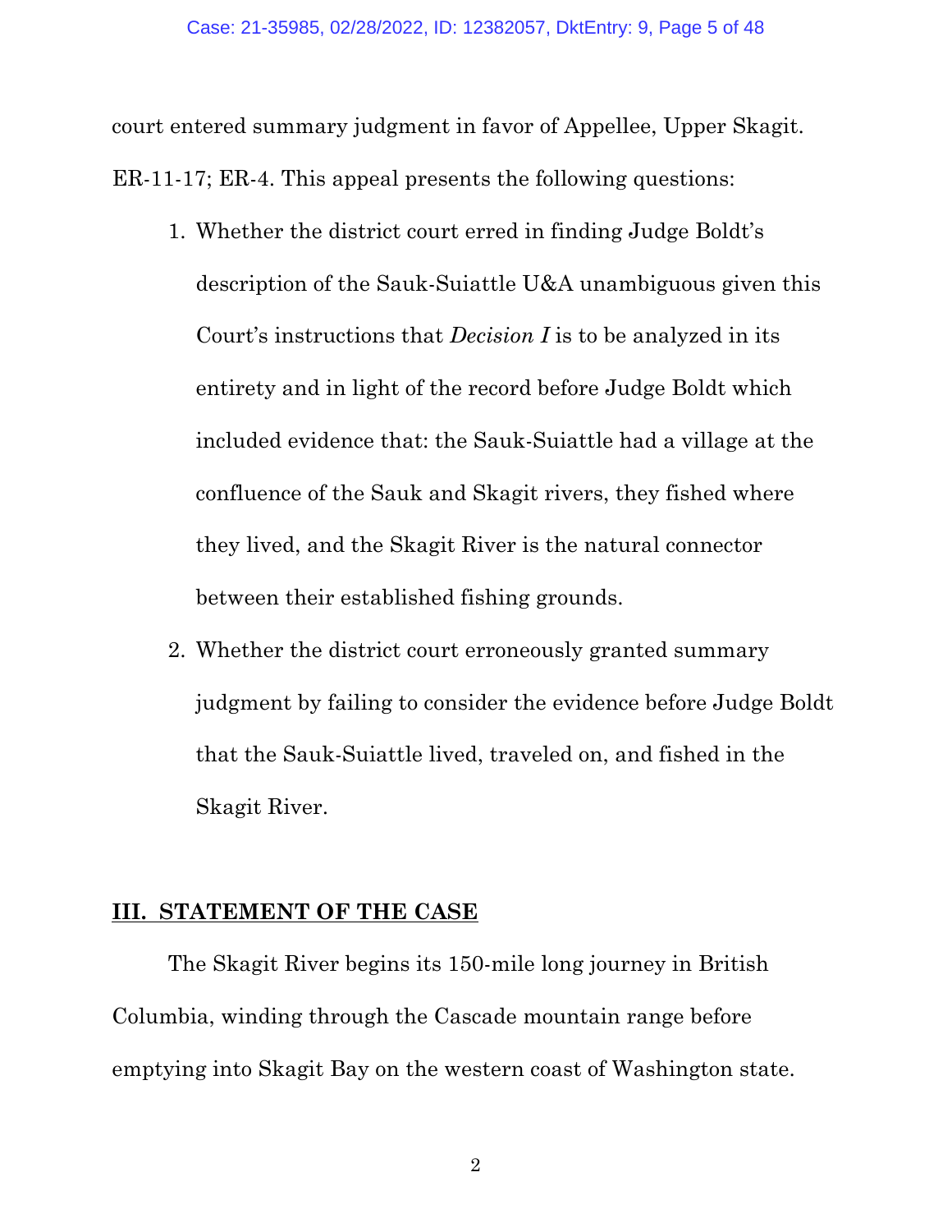court entered summary judgment in favor of Appellee, Upper Skagit. ER-11-17; ER-4. This appeal presents the following questions:

1. Whether the district court erred in finding Judge Boldt's description of the Sauk-Suiattle U&A unambiguous given this Court's instructions that *Decision I* is to be analyzed in its entirety and in light of the record before Judge Boldt which included evidence that: the Sauk-Suiattle had a village at the confluence of the Sauk and Skagit rivers, they fished where they lived, and the Skagit River is the natural connector between their established fishing grounds.
2. Whether the district court erroneously granted summary judgment by failing to consider the evidence before Judge Boldt that the Sauk-Suiattle lived, traveled on, and fished in the Skagit River.

## III. STATEMENT OF THE CASE

The Skagit River begins its 150-mile long journey in British Columbia, winding through the Cascade mountain range before emptying into Skagit Bay on the western coast of Washington state.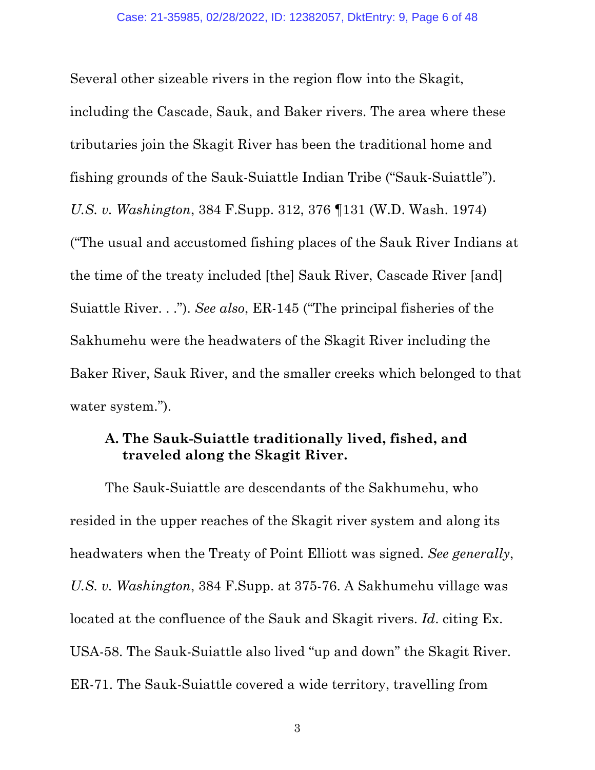Several other sizeable rivers in the region flow into the Skagit, including the Cascade, Sauk, and Baker rivers. The area where these tributaries join the Skagit River has been the traditional home and fishing grounds of the Sauk-Suiattle Indian Tribe ("Sauk-Suiattle"). *U.S. v. Washington*, 384 F.Supp. 312, 376 ¶131 (W.D. Wash. 1974) ("The usual and accustomed fishing places of the Sauk River Indians at the time of the treaty included [the] Sauk River, Cascade River [and] Suiattle River. . ."). *See also*, ER-145 ("The principal fisheries of the Sakhumehu were the headwaters of the Skagit River including the Baker River, Sauk River, and the smaller creeks which belonged to that water system.").

### A. The Sauk-Suiattle traditionally lived, fished, and traveled along the Skagit River.

The Sauk-Suiattle are descendants of the Sakhumehu, who resided in the upper reaches of the Skagit river system and along its headwaters when the Treaty of Point Elliott was signed. *See generally*, *U.S. v. Washington*, 384 F.Supp. at 375-76. A Sakhumehu village was located at the confluence of the Sauk and Skagit rivers. *Id*. citing Ex. USA-58. The Sauk-Suiattle also lived "up and down" the Skagit River. ER-71. The Sauk-Suiattle covered a wide territory, travelling from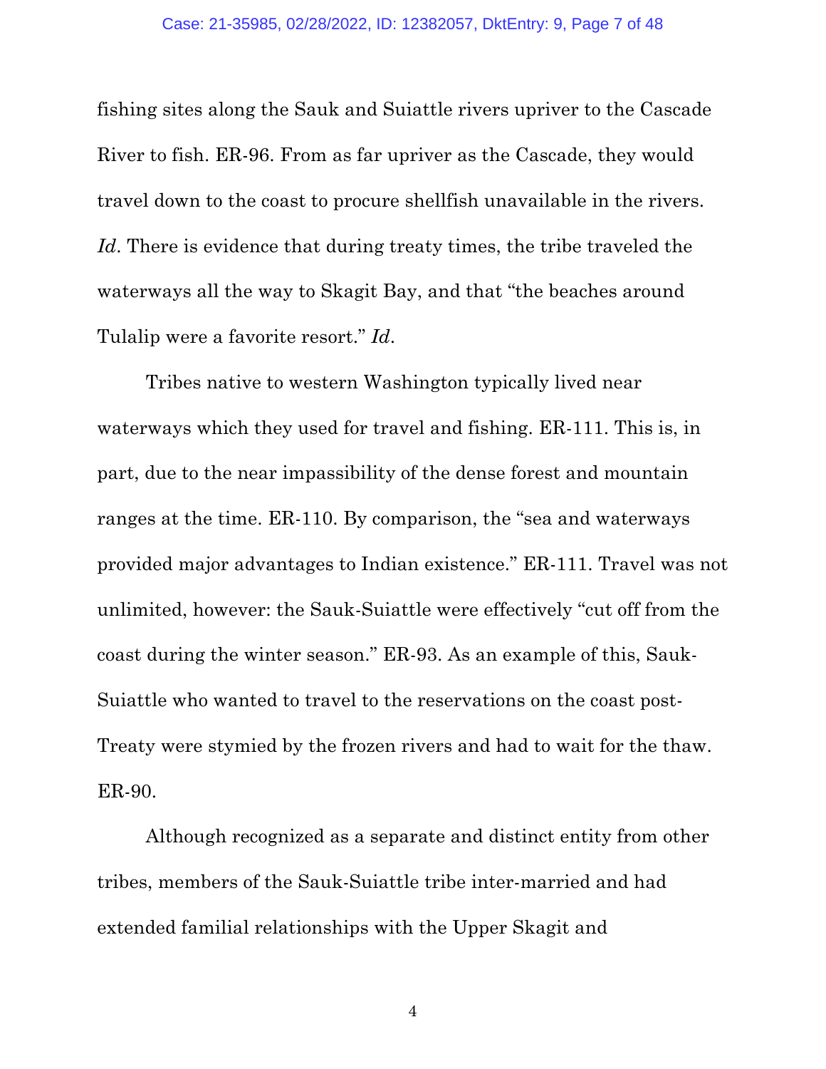fishing sites along the Sauk and Suiattle rivers upriver to the Cascade River to fish. ER-96. From as far upriver as the Cascade, they would travel down to the coast to procure shellfish unavailable in the rivers. *Id*. There is evidence that during treaty times, the tribe traveled the waterways all the way to Skagit Bay, and that "the beaches around Tulalip were a favorite resort." *Id*.

Tribes native to western Washington typically lived near waterways which they used for travel and fishing. ER-111. This is, in part, due to the near impassibility of the dense forest and mountain ranges at the time. ER-110. By comparison, the "sea and waterways provided major advantages to Indian existence." ER-111. Travel was not unlimited, however: the Sauk-Suiattle were effectively "cut off from the coast during the winter season." ER-93. As an example of this, Sauk-Suiattle who wanted to travel to the reservations on the coast post-Treaty were stymied by the frozen rivers and had to wait for the thaw. ER-90.

Although recognized as a separate and distinct entity from other tribes, members of the Sauk-Suiattle tribe inter-married and had extended familial relationships with the Upper Skagit and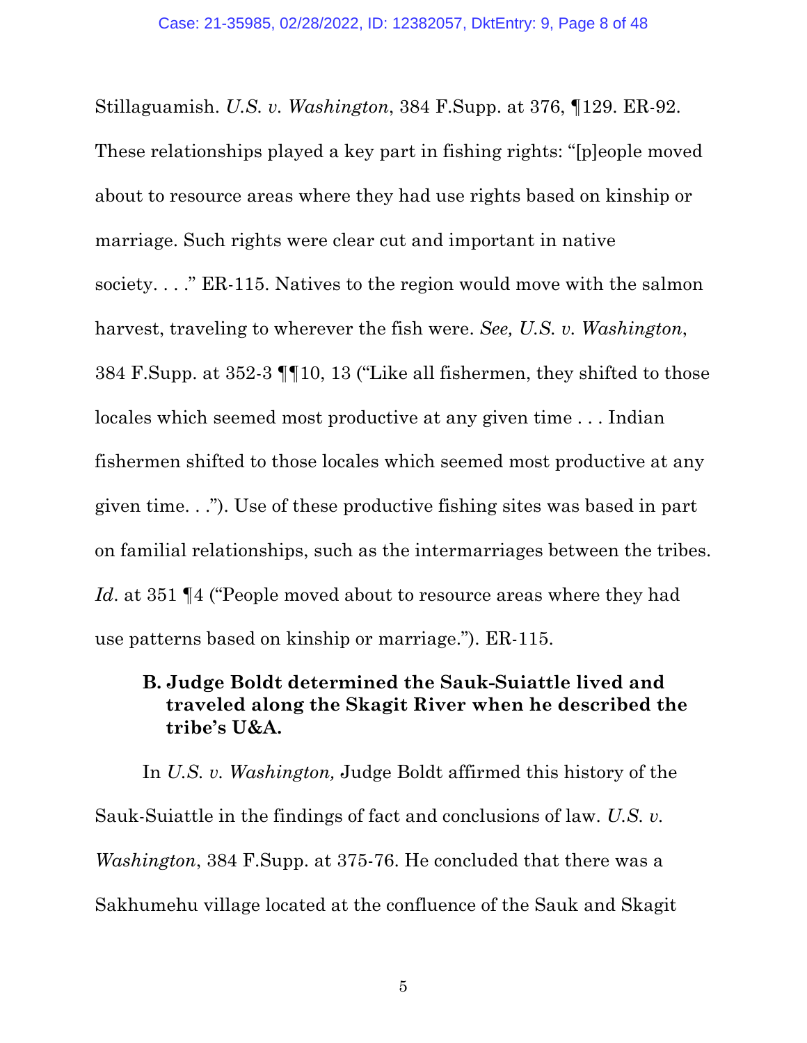Stillaguamish. *U.S. v. Washington*, 384 F.Supp. at 376, ¶129. ER-92. These relationships played a key part in fishing rights: "[p]eople moved about to resource areas where they had use rights based on kinship or marriage. Such rights were clear cut and important in native society. . . ." ER-115. Natives to the region would move with the salmon harvest, traveling to wherever the fish were. *See, U.S. v. Washington*, 384 F.Supp. at 352-3 ¶¶10, 13 ("Like all fishermen, they shifted to those locales which seemed most productive at any given time . . . Indian fishermen shifted to those locales which seemed most productive at any given time. . ."). Use of these productive fishing sites was based in part on familial relationships, such as the intermarriages between the tribes. *Id*. at 351 ¶4 ("People moved about to resource areas where they had use patterns based on kinship or marriage."). ER-115.

### B. Judge Boldt determined the Sauk-Suiattle lived and traveled along the Skagit River when he described the tribe's U&A.

In *U.S. v. Washington,* Judge Boldt affirmed this history of the Sauk-Suiattle in the findings of fact and conclusions of law. *U.S. v. Washington*, 384 F.Supp. at 375-76. He concluded that there was a Sakhumehu village located at the confluence of the Sauk and Skagit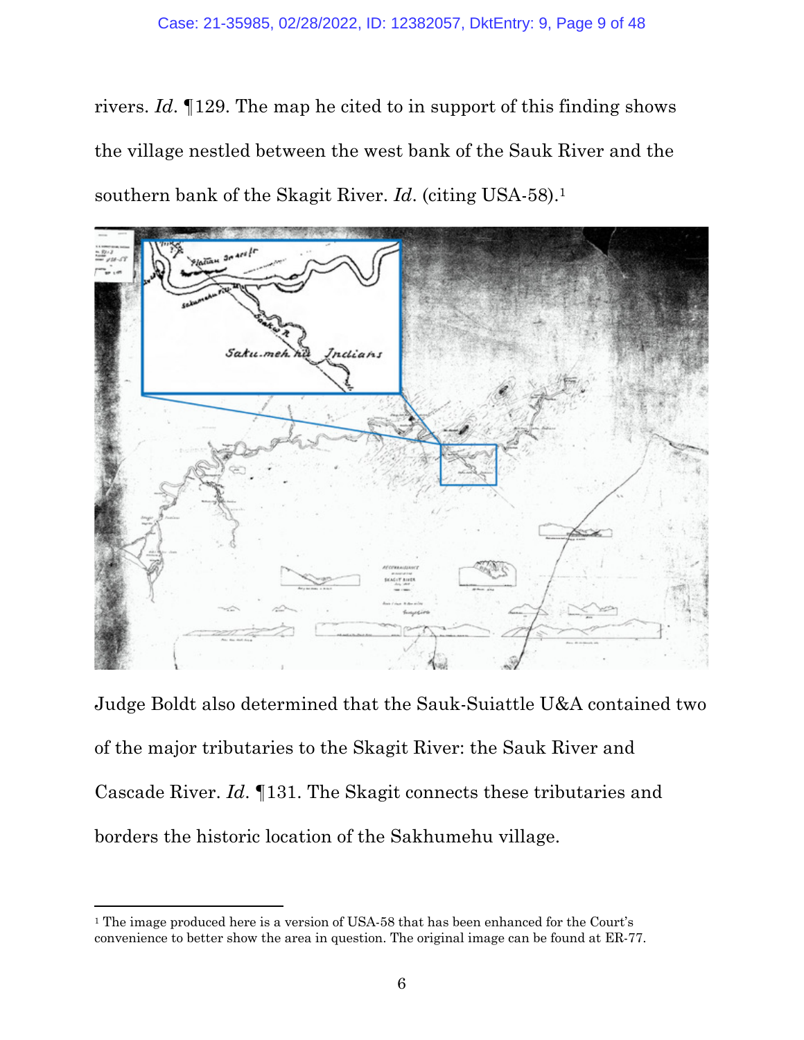rivers. *Id.* ¶129. The map he cited to in support of this finding shows the village nestled between the west bank of the Sauk River and the southern bank of the Skagit River. *Id.* (citing USA-58).[1]

Judge Boldt also determined that the Sauk-Suiattle U&A contained two of the major tributaries to the Skagit River: the Sauk River and Cascade River. *Id.* ¶131. The Skagit connects these tributaries and borders the historic location of the Sakhumehu village.

---

[1] The image produced here is a version of USA-58 that has been enhanced for the Court's convenience to better show the area in question. The original image can be found at ER-77.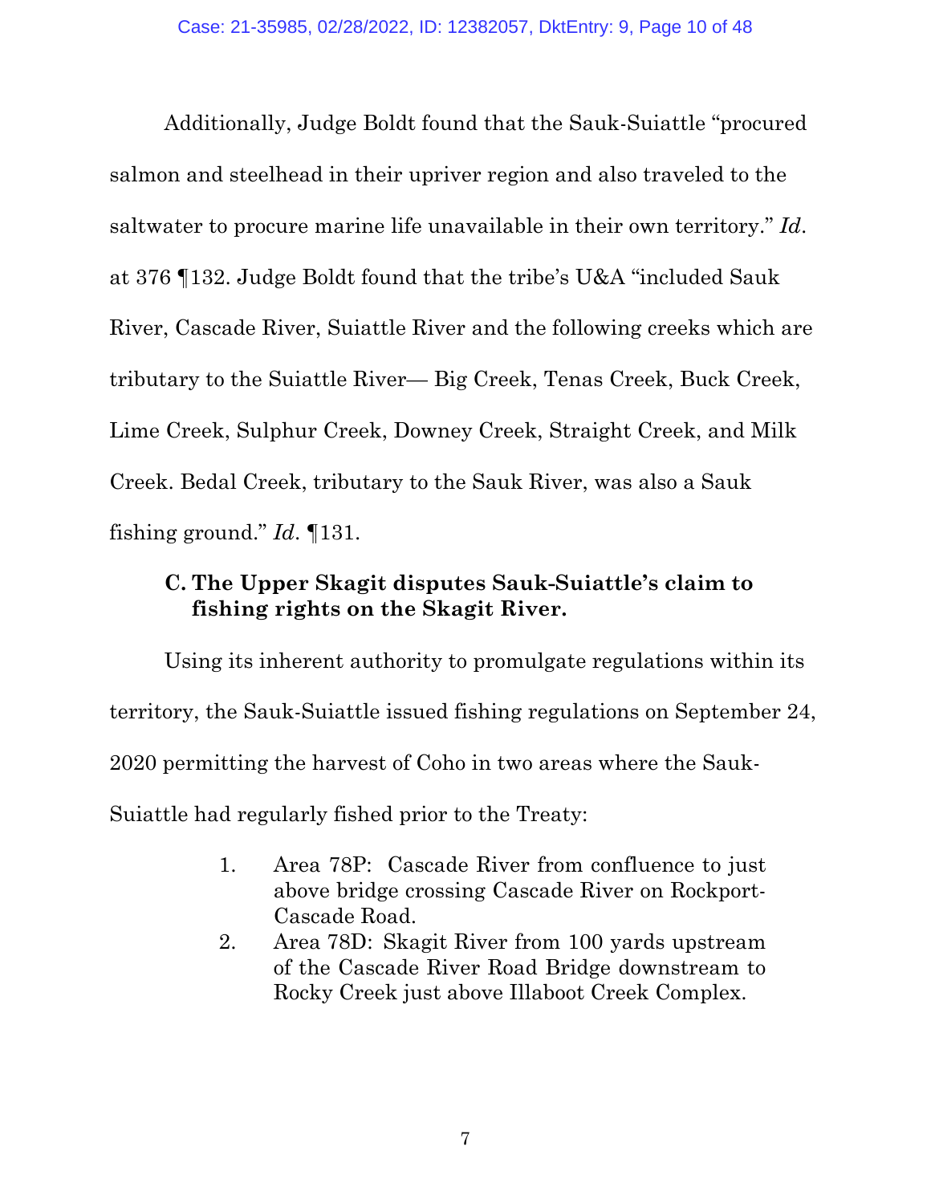Additionally, Judge Boldt found that the Sauk-Suiattle "procured salmon and steelhead in their upriver region and also traveled to the saltwater to procure marine life unavailable in their own territory." *Id.* at 376 ¶132. Judge Boldt found that the tribe's U&A "included Sauk River, Cascade River, Suiattle River and the following creeks which are tributary to the Suiattle River— Big Creek, Tenas Creek, Buck Creek, Lime Creek, Sulphur Creek, Downey Creek, Straight Creek, and Milk Creek. Bedal Creek, tributary to the Sauk River, was also a Sauk fishing ground." *Id.* ¶131.

### C. The Upper Skagit disputes Sauk-Suiattle's claim to fishing rights on the Skagit River.

Using its inherent authority to promulgate regulations within its territory, the Sauk-Suiattle issued fishing regulations on September 24, 2020 permitting the harvest of Coho in two areas where the Sauk-Suiattle had regularly fished prior to the Treaty:

1. Area 78P: Cascade River from confluence to just above bridge crossing Cascade River on Rockport-Cascade Road.
2. Area 78D: Skagit River from 100 yards upstream of the Cascade River Road Bridge downstream to Rocky Creek just above Illaboot Creek Complex.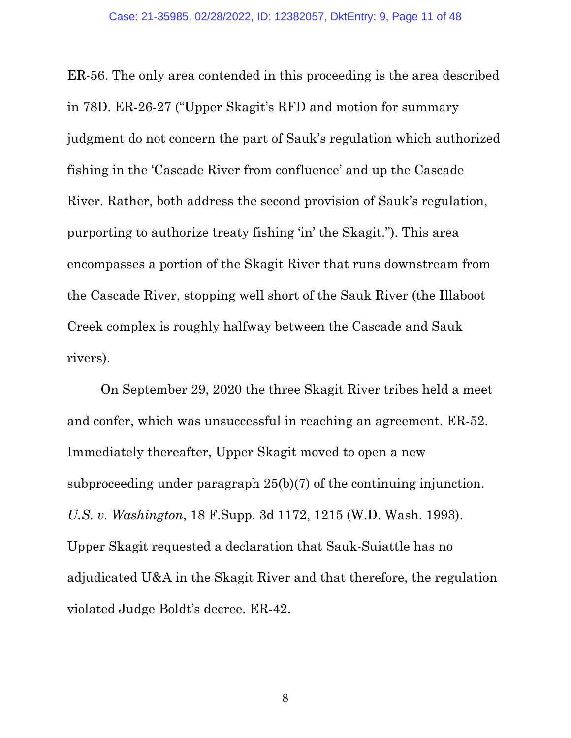ER-56. The only area contended in this proceeding is the area described in 78D. ER-26-27 ("Upper Skagit's RFD and motion for summary judgment do not concern the part of Sauk's regulation which authorized fishing in the 'Cascade River from confluence' and up the Cascade River. Rather, both address the second provision of Sauk's regulation, purporting to authorize treaty fishing 'in' the Skagit."). This area encompasses a portion of the Skagit River that runs downstream from the Cascade River, stopping well short of the Sauk River (the Illaboot Creek complex is roughly halfway between the Cascade and Sauk rivers).

On September 29, 2020 the three Skagit River tribes held a meet and confer, which was unsuccessful in reaching an agreement. ER-52. Immediately thereafter, Upper Skagit moved to open a new subproceeding under paragraph 25(b)(7) of the continuing injunction. *U.S. v. Washington*, 18 F.Supp. 3d 1172, 1215 (W.D. Wash. 1993). Upper Skagit requested a declaration that Sauk-Suiattle has no adjudicated U&A in the Skagit River and that therefore, the regulation violated Judge Boldt's decree. ER-42.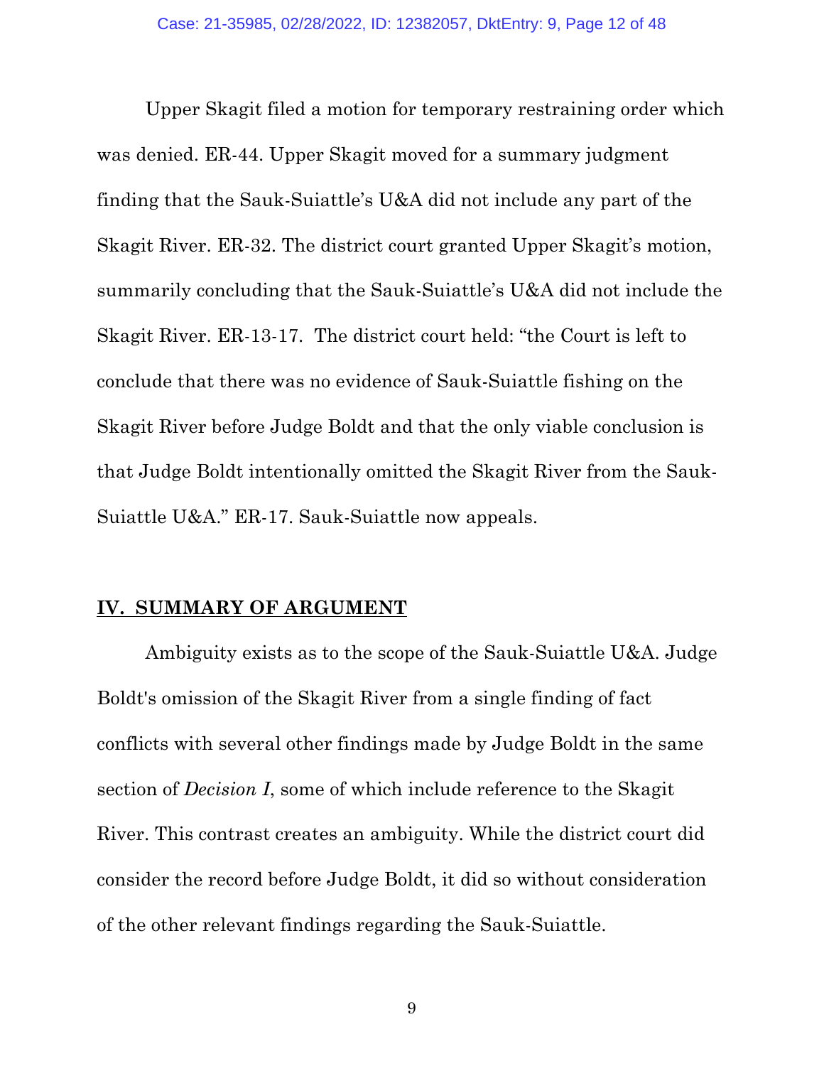Upper Skagit filed a motion for temporary restraining order which was denied. ER-44. Upper Skagit moved for a summary judgment finding that the Sauk-Suiattle's U&A did not include any part of the Skagit River. ER-32. The district court granted Upper Skagit's motion, summarily concluding that the Sauk-Suiattle's U&A did not include the Skagit River. ER-13-17. The district court held: "the Court is left to conclude that there was no evidence of Sauk-Suiattle fishing on the Skagit River before Judge Boldt and that the only viable conclusion is that Judge Boldt intentionally omitted the Skagit River from the Sauk-Suiattle U&A." ER-17. Sauk-Suiattle now appeals.

## IV. SUMMARY OF ARGUMENT

Ambiguity exists as to the scope of the Sauk-Suiattle U&A. Judge Boldt's omission of the Skagit River from a single finding of fact conflicts with several other findings made by Judge Boldt in the same section of *Decision I*, some of which include reference to the Skagit River. This contrast creates an ambiguity. While the district court did consider the record before Judge Boldt, it did so without consideration of the other relevant findings regarding the Sauk-Suiattle.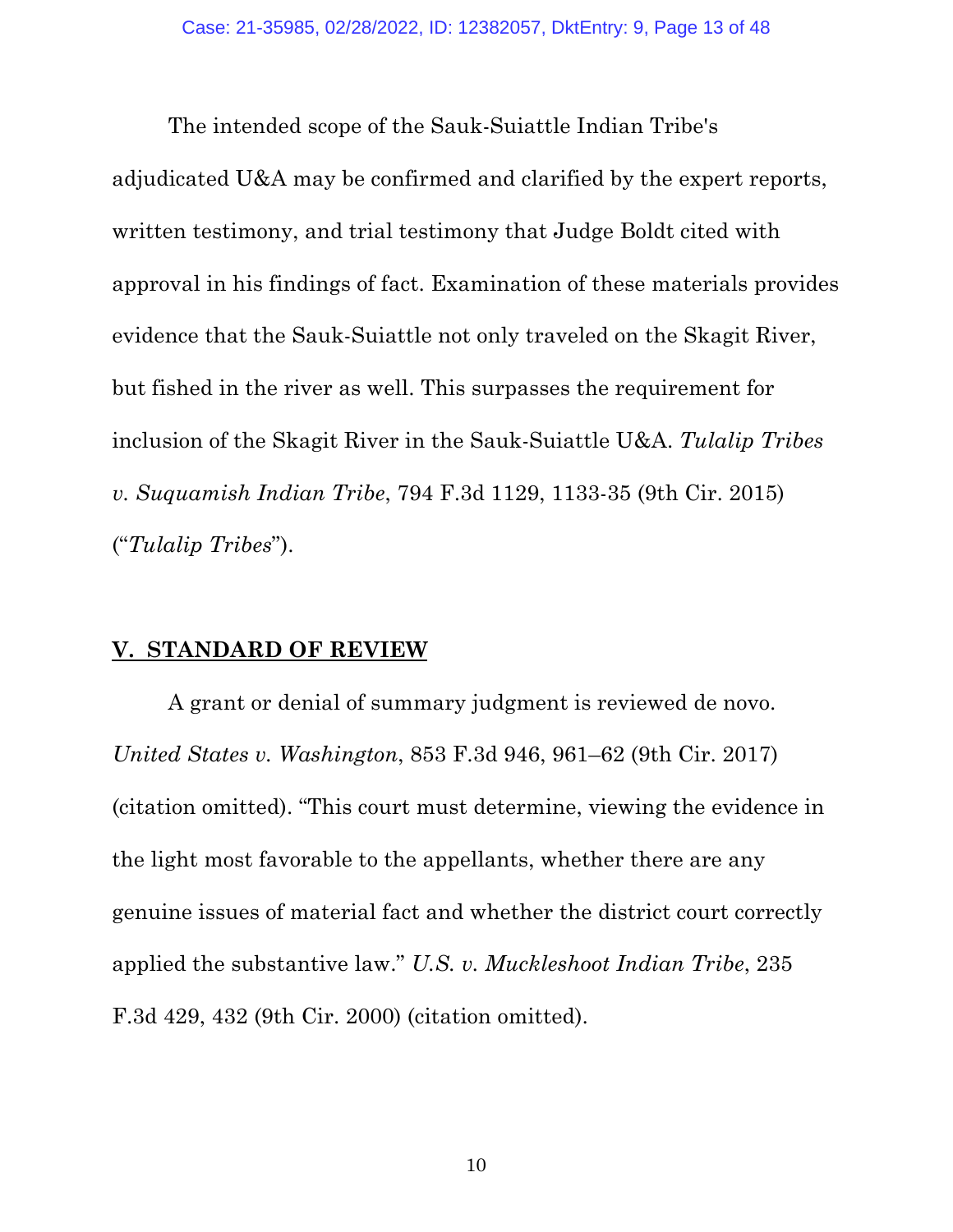The intended scope of the Sauk-Suiattle Indian Tribe's adjudicated U&A may be confirmed and clarified by the expert reports, written testimony, and trial testimony that Judge Boldt cited with approval in his findings of fact. Examination of these materials provides evidence that the Sauk-Suiattle not only traveled on the Skagit River, but fished in the river as well. This surpasses the requirement for inclusion of the Skagit River in the Sauk-Suiattle U&A. *Tulalip Tribes v. Suquamish Indian Tribe*, 794 F.3d 1129, 1133-35 (9th Cir. 2015) ("*Tulalip Tribes*").

## V. STANDARD OF REVIEW

A grant or denial of summary judgment is reviewed de novo. *United States v. Washington*, 853 F.3d 946, 961–62 (9th Cir. 2017) (citation omitted). "This court must determine, viewing the evidence in the light most favorable to the appellants, whether there are any genuine issues of material fact and whether the district court correctly applied the substantive law." *U.S. v. Muckleshoot Indian Tribe*, 235 F.3d 429, 432 (9th Cir. 2000) (citation omitted).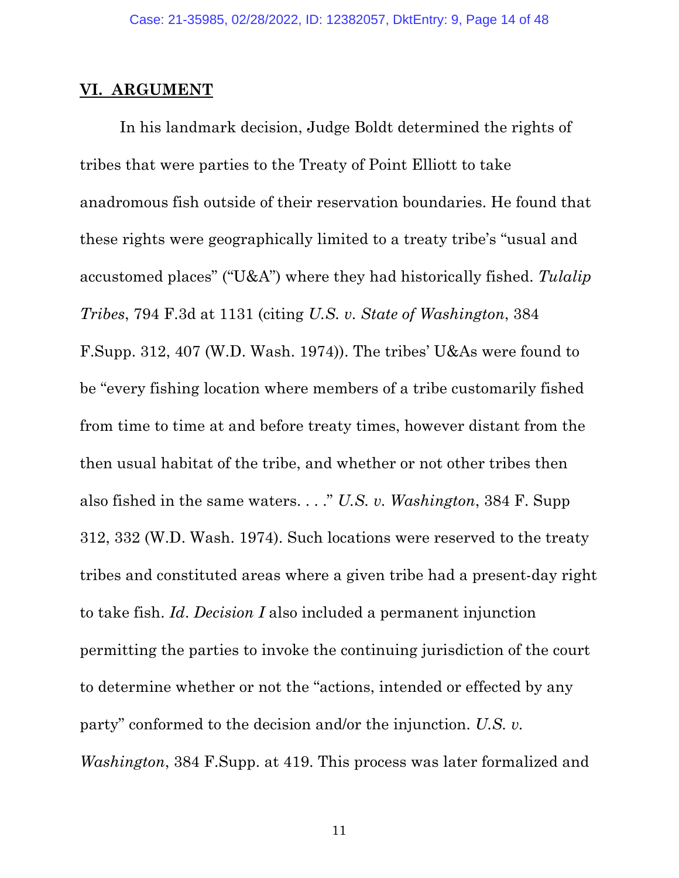## VI. ARGUMENT

In his landmark decision, Judge Boldt determined the rights of tribes that were parties to the Treaty of Point Elliott to take anadromous fish outside of their reservation boundaries. He found that these rights were geographically limited to a treaty tribe's "usual and accustomed places" ("U&A") where they had historically fished. *Tulalip Tribes*, 794 F.3d at 1131 (citing *U.S. v. State of Washington*, 384 F.Supp. 312, 407 (W.D. Wash. 1974)). The tribes' U&As were found to be "every fishing location where members of a tribe customarily fished from time to time at and before treaty times, however distant from the then usual habitat of the tribe, and whether or not other tribes then also fished in the same waters. . . ." *U.S. v. Washington*, 384 F. Supp 312, 332 (W.D. Wash. 1974). Such locations were reserved to the treaty tribes and constituted areas where a given tribe had a present-day right to take fish. *Id*. *Decision I* also included a permanent injunction permitting the parties to invoke the continuing jurisdiction of the court to determine whether or not the "actions, intended or effected by any party" conformed to the decision and/or the injunction. *U.S. v. Washington*, 384 F.Supp. at 419. This process was later formalized and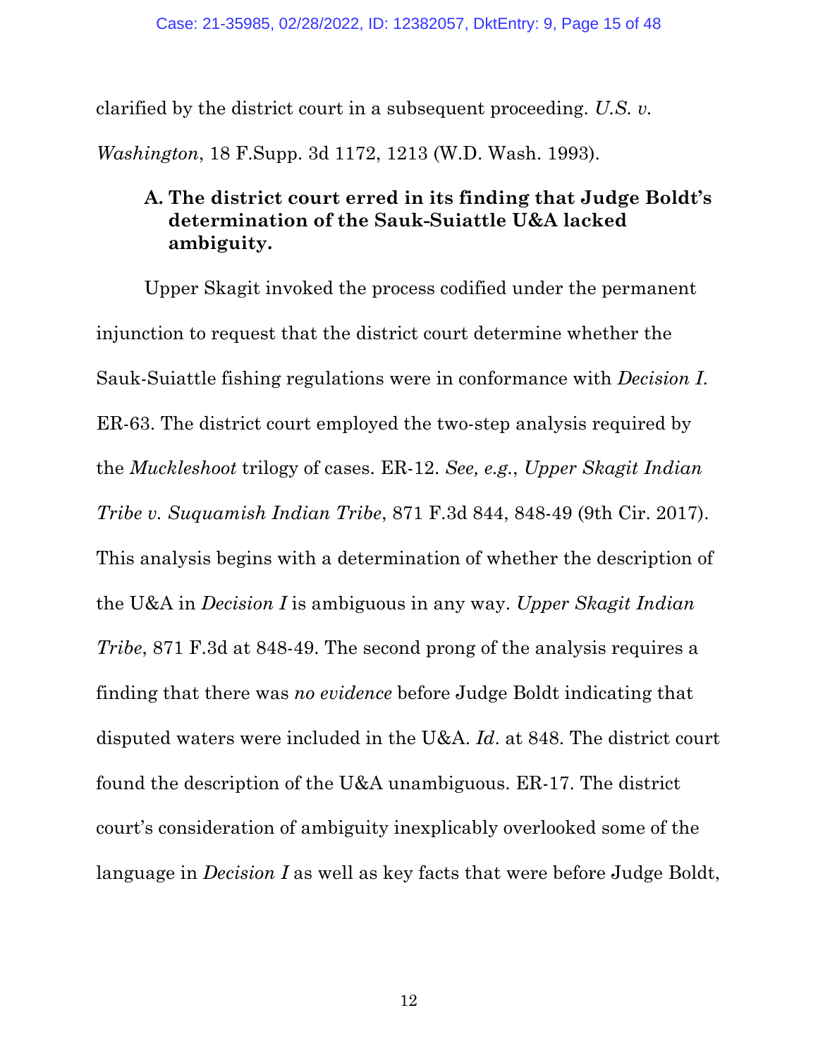clarified by the district court in a subsequent proceeding. *U.S. v. Washington*, 18 F.Supp. 3d 1172, 1213 (W.D. Wash. 1993).

### A. The district court erred in its finding that Judge Boldt's determination of the Sauk-Suiattle U&A lacked ambiguity.

Upper Skagit invoked the process codified under the permanent injunction to request that the district court determine whether the Sauk-Suiattle fishing regulations were in conformance with *Decision I*. ER-63. The district court employed the two-step analysis required by the *Muckleshoot* trilogy of cases. ER-12. *See, e.g.*, *Upper Skagit Indian Tribe v. Suquamish Indian Tribe*, 871 F.3d 844, 848-49 (9th Cir. 2017). This analysis begins with a determination of whether the description of the U&A in *Decision I* is ambiguous in any way. *Upper Skagit Indian Tribe*, 871 F.3d at 848-49. The second prong of the analysis requires a finding that there was *no evidence* before Judge Boldt indicating that disputed waters were included in the U&A. *Id*. at 848. The district court found the description of the U&A unambiguous. ER-17. The district court's consideration of ambiguity inexplicably overlooked some of the language in *Decision I* as well as key facts that were before Judge Boldt,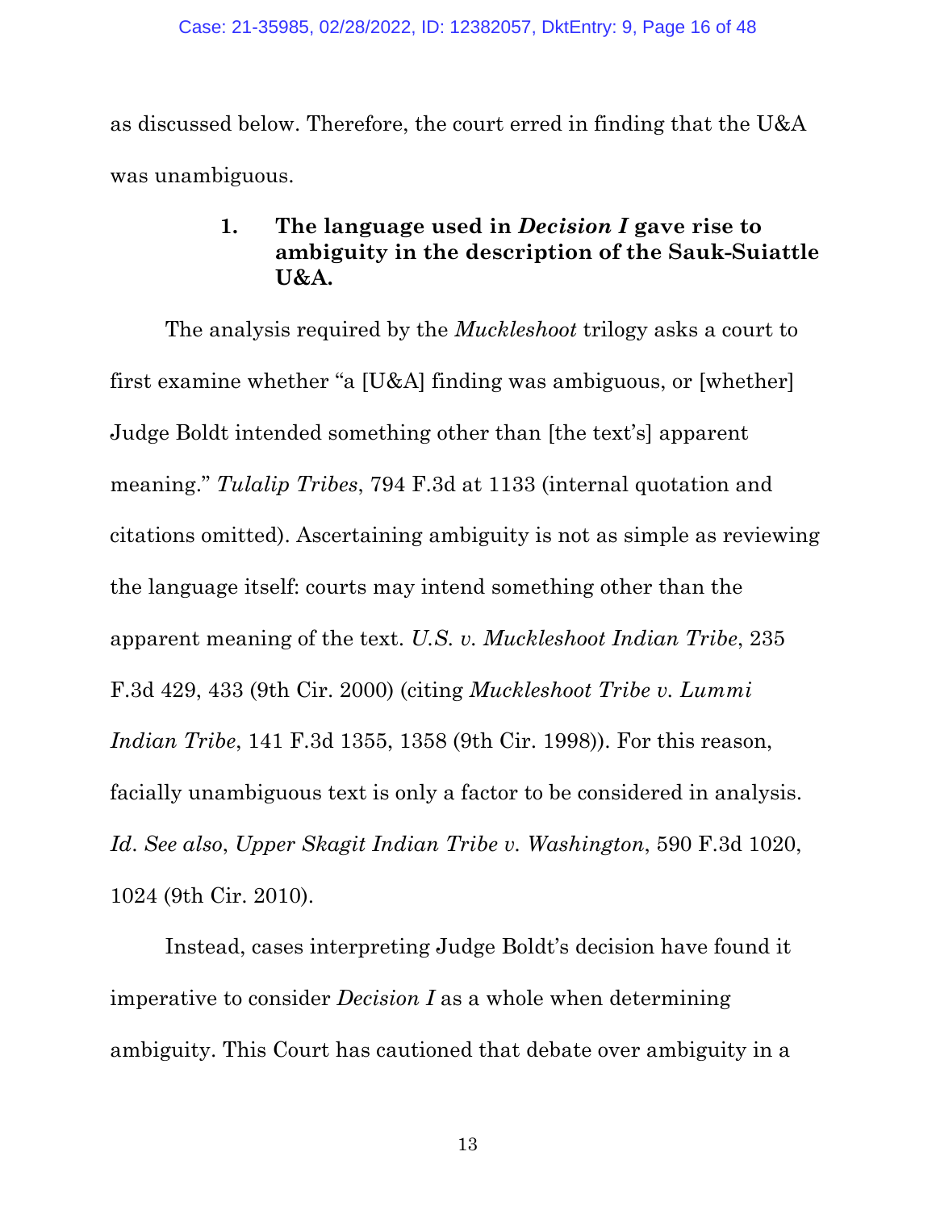as discussed below. Therefore, the court erred in finding that the U&A was unambiguous.

### 1. The language used in *Decision I* gave rise to ambiguity in the description of the Sauk-Suiattle U&A.

The analysis required by the *Muckleshoot* trilogy asks a court to first examine whether "a [U&A] finding was ambiguous, or [whether] Judge Boldt intended something other than [the text's] apparent meaning." *Tulalip Tribes*, 794 F.3d at 1133 (internal quotation and citations omitted). Ascertaining ambiguity is not as simple as reviewing the language itself: courts may intend something other than the apparent meaning of the text. *U.S. v. Muckleshoot Indian Tribe*, 235 F.3d 429, 433 (9th Cir. 2000) (citing *Muckleshoot Tribe v. Lummi Indian Tribe*, 141 F.3d 1355, 1358 (9th Cir. 1998)). For this reason, facially unambiguous text is only a factor to be considered in analysis. *Id*. *See also*, *Upper Skagit Indian Tribe v. Washington*, 590 F.3d 1020, 1024 (9th Cir. 2010).

Instead, cases interpreting Judge Boldt's decision have found it imperative to consider *Decision I* as a whole when determining ambiguity. This Court has cautioned that debate over ambiguity in a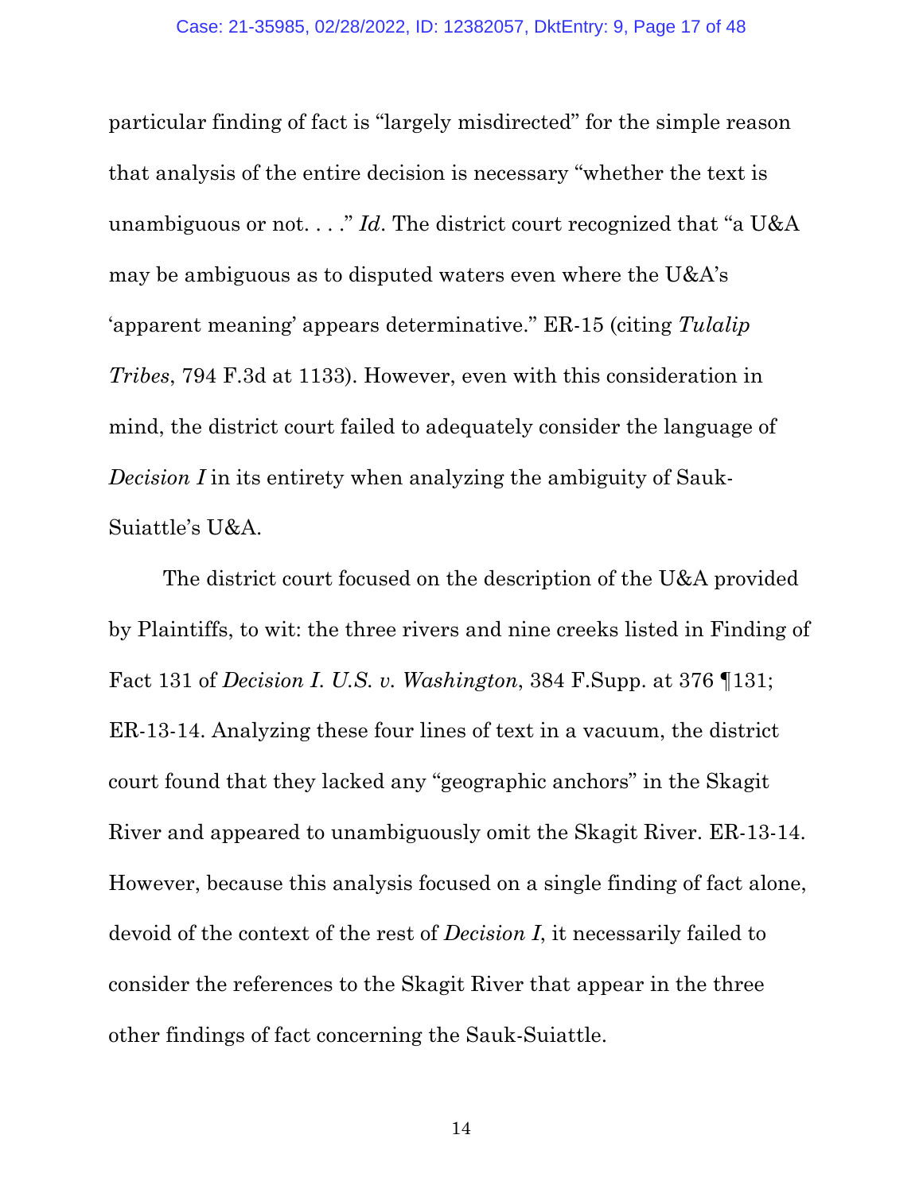particular finding of fact is "largely misdirected" for the simple reason that analysis of the entire decision is necessary "whether the text is unambiguous or not. . . ." *Id*. The district court recognized that "a U&A may be ambiguous as to disputed waters even where the U&A's 'apparent meaning' appears determinative." ER-15 (citing *Tulalip Tribes*, 794 F.3d at 1133). However, even with this consideration in mind, the district court failed to adequately consider the language of *Decision I* in its entirety when analyzing the ambiguity of Sauk-Suiattle's U&A.

The district court focused on the description of the U&A provided by Plaintiffs, to wit: the three rivers and nine creeks listed in Finding of Fact 131 of *Decision I*. *U.S. v. Washington*, 384 F.Supp. at 376 ¶131; ER-13-14. Analyzing these four lines of text in a vacuum, the district court found that they lacked any "geographic anchors" in the Skagit River and appeared to unambiguously omit the Skagit River. ER-13-14. However, because this analysis focused on a single finding of fact alone, devoid of the context of the rest of *Decision I*, it necessarily failed to consider the references to the Skagit River that appear in the three other findings of fact concerning the Sauk-Suiattle.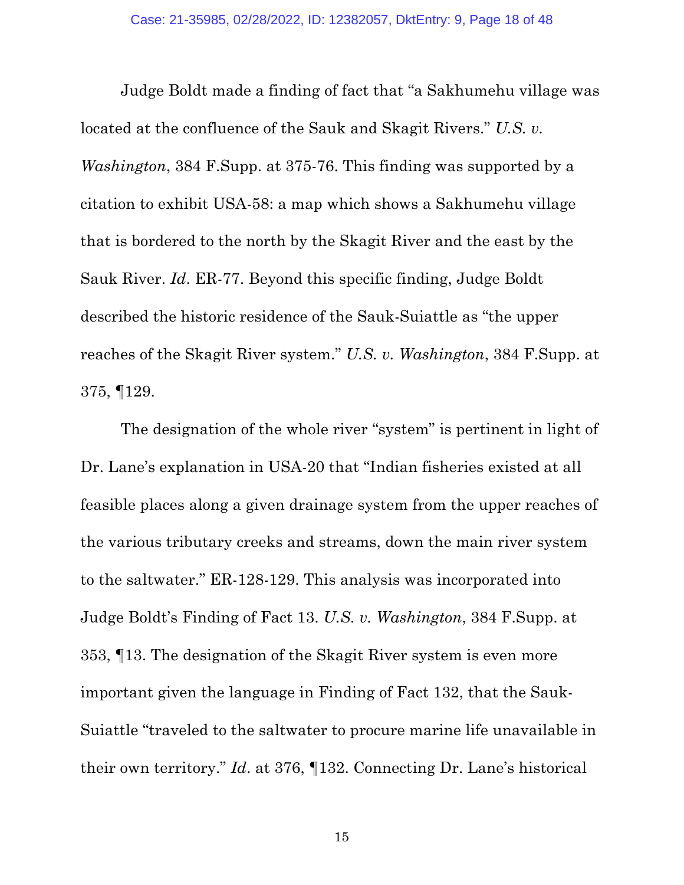Judge Boldt made a finding of fact that "a Sakhumehu village was located at the confluence of the Sauk and Skagit Rivers." *U.S. v. Washington*, 384 F.Supp. at 375-76. This finding was supported by a citation to exhibit USA-58: a map which shows a Sakhumehu village that is bordered to the north by the Skagit River and the east by the Sauk River. *Id*. ER-77. Beyond this specific finding, Judge Boldt described the historic residence of the Sauk-Suiattle as "the upper reaches of the Skagit River system." *U.S. v. Washington*, 384 F.Supp. at 375, ¶129.

The designation of the whole river "system" is pertinent in light of Dr. Lane's explanation in USA-20 that "Indian fisheries existed at all feasible places along a given drainage system from the upper reaches of the various tributary creeks and streams, down the main river system to the saltwater." ER-128-129. This analysis was incorporated into Judge Boldt's Finding of Fact 13. *U.S. v. Washington*, 384 F.Supp. at 353, ¶13. The designation of the Skagit River system is even more important given the language in Finding of Fact 132, that the Sauk-Suiattle "traveled to the saltwater to procure marine life unavailable in their own territory." *Id*. at 376, ¶132. Connecting Dr. Lane's historical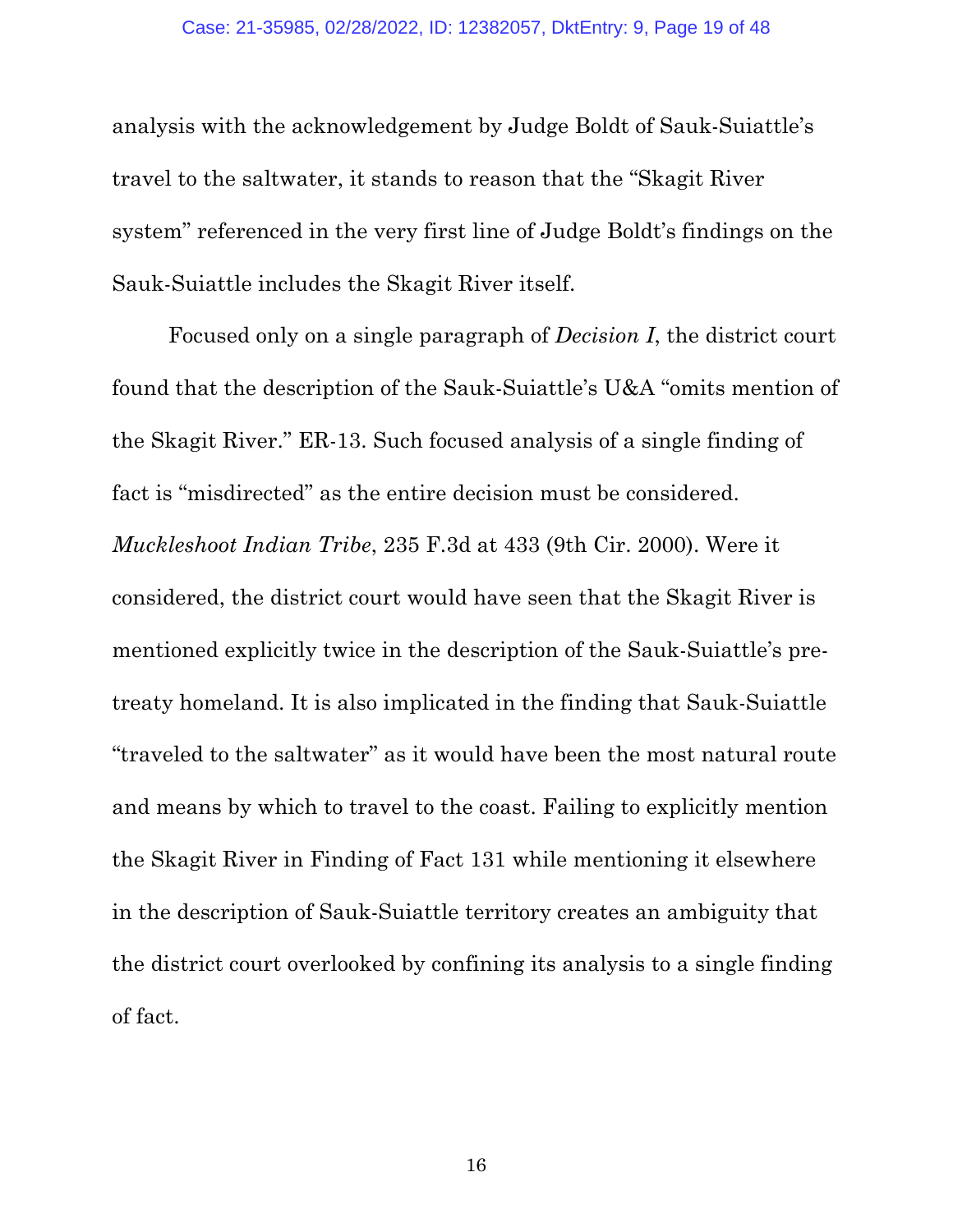analysis with the acknowledgement by Judge Boldt of Sauk-Suiattle's travel to the saltwater, it stands to reason that the "Skagit River system" referenced in the very first line of Judge Boldt's findings on the Sauk-Suiattle includes the Skagit River itself.

Focused only on a single paragraph of *Decision I*, the district court found that the description of the Sauk-Suiattle's U&A "omits mention of the Skagit River." ER-13. Such focused analysis of a single finding of fact is "misdirected" as the entire decision must be considered. *Muckleshoot Indian Tribe*, 235 F.3d at 433 (9th Cir. 2000). Were it considered, the district court would have seen that the Skagit River is mentioned explicitly twice in the description of the Sauk-Suiattle's pre-treaty homeland. It is also implicated in the finding that Sauk-Suiattle "traveled to the saltwater" as it would have been the most natural route and means by which to travel to the coast. Failing to explicitly mention the Skagit River in Finding of Fact 131 while mentioning it elsewhere in the description of Sauk-Suiattle territory creates an ambiguity that the district court overlooked by confining its analysis to a single finding of fact.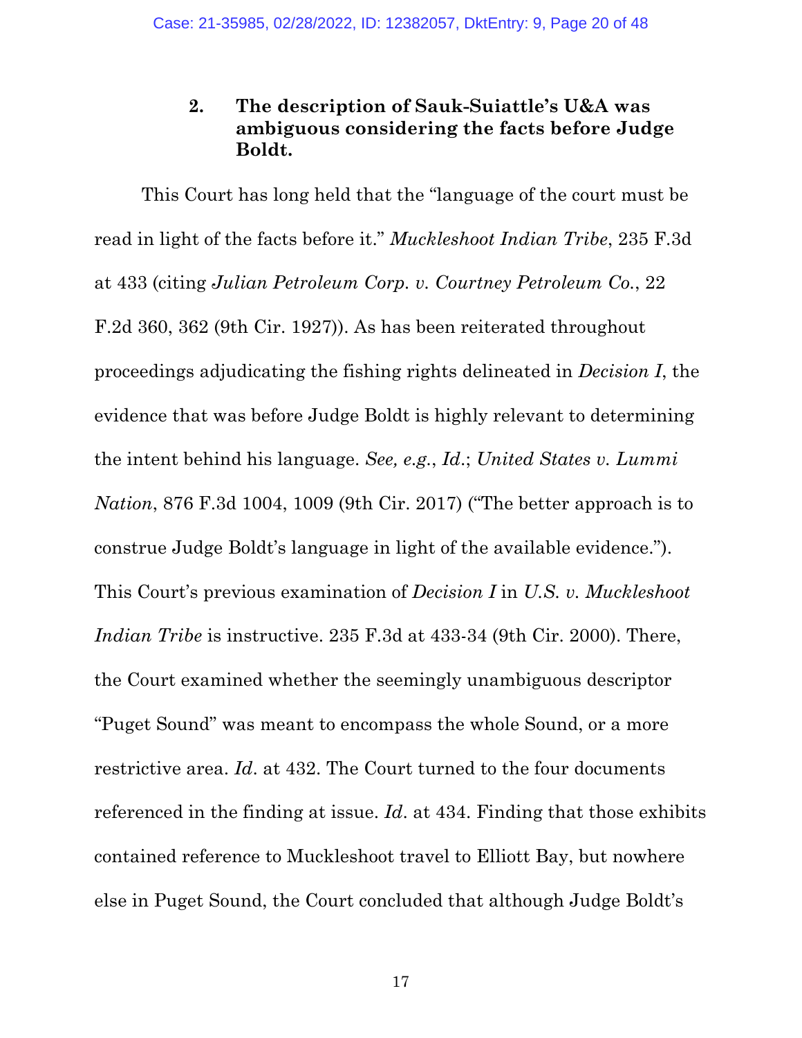### 2. The description of Sauk-Suiattle's U&A was ambiguous considering the facts before Judge Boldt.

This Court has long held that the "language of the court must be read in light of the facts before it." *Muckleshoot Indian Tribe*, 235 F.3d at 433 (citing *Julian Petroleum Corp. v. Courtney Petroleum Co.*, 22 F.2d 360, 362 (9th Cir. 1927)). As has been reiterated throughout proceedings adjudicating the fishing rights delineated in *Decision I*, the evidence that was before Judge Boldt is highly relevant to determining the intent behind his language. *See, e.g.*, *Id.*; *United States v. Lummi Nation*, 876 F.3d 1004, 1009 (9th Cir. 2017) ("The better approach is to construe Judge Boldt's language in light of the available evidence."). This Court's previous examination of *Decision I* in *U.S. v. Muckleshoot Indian Tribe* is instructive. 235 F.3d at 433-34 (9th Cir. 2000). There, the Court examined whether the seemingly unambiguous descriptor "Puget Sound" was meant to encompass the whole Sound, or a more restrictive area. *Id.* at 432. The Court turned to the four documents referenced in the finding at issue. *Id.* at 434. Finding that those exhibits contained reference to Muckleshoot travel to Elliott Bay, but nowhere else in Puget Sound, the Court concluded that although Judge Boldt's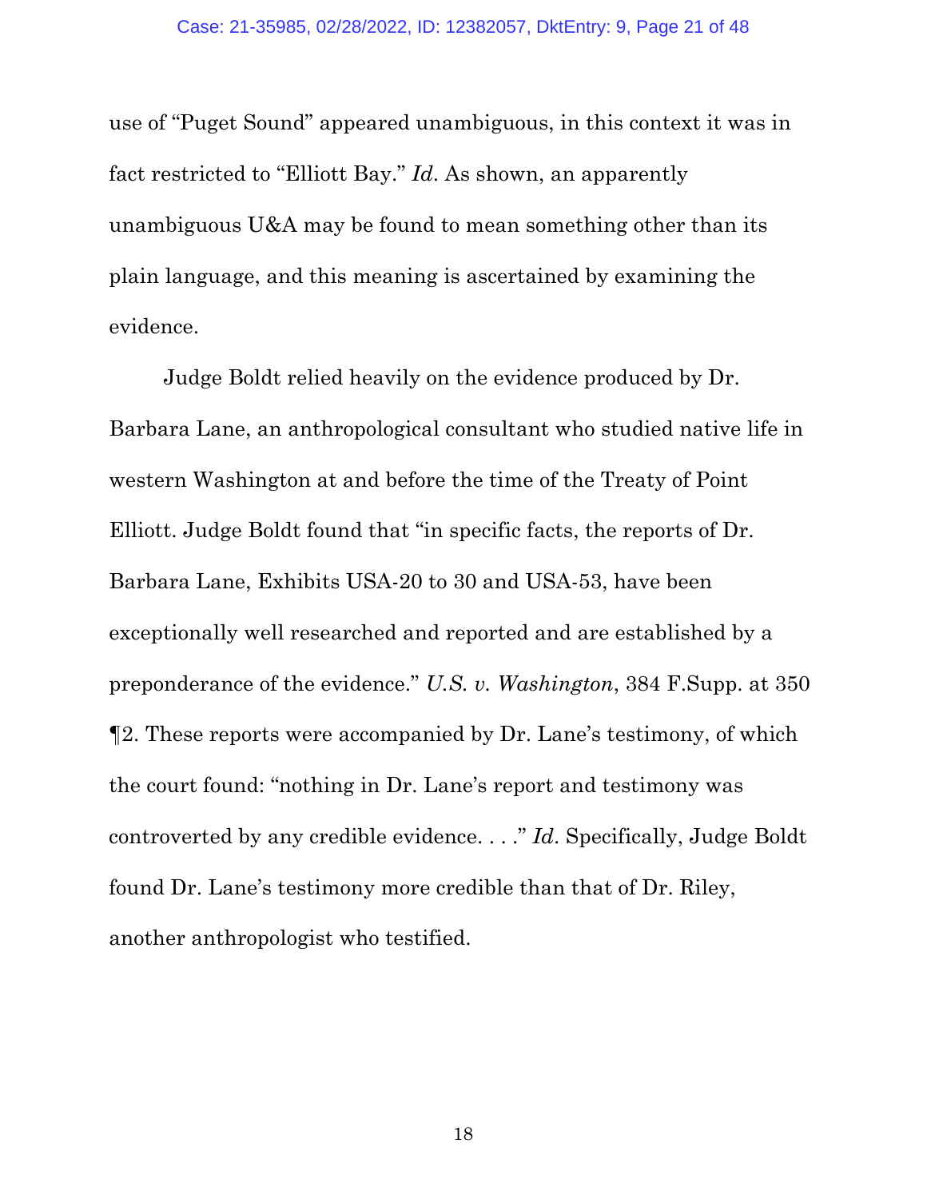use of "Puget Sound" appeared unambiguous, in this context it was in fact restricted to "Elliott Bay." *Id*. As shown, an apparently unambiguous U&A may be found to mean something other than its plain language, and this meaning is ascertained by examining the evidence.

Judge Boldt relied heavily on the evidence produced by Dr. Barbara Lane, an anthropological consultant who studied native life in western Washington at and before the time of the Treaty of Point Elliott. Judge Boldt found that "in specific facts, the reports of Dr. Barbara Lane, Exhibits USA-20 to 30 and USA-53, have been exceptionally well researched and reported and are established by a preponderance of the evidence." *U.S. v. Washington*, 384 F.Supp. at 350 ¶2. These reports were accompanied by Dr. Lane's testimony, of which the court found: "nothing in Dr. Lane's report and testimony was controverted by any credible evidence. . . ." *Id*. Specifically, Judge Boldt found Dr. Lane's testimony more credible than that of Dr. Riley, another anthropologist who testified.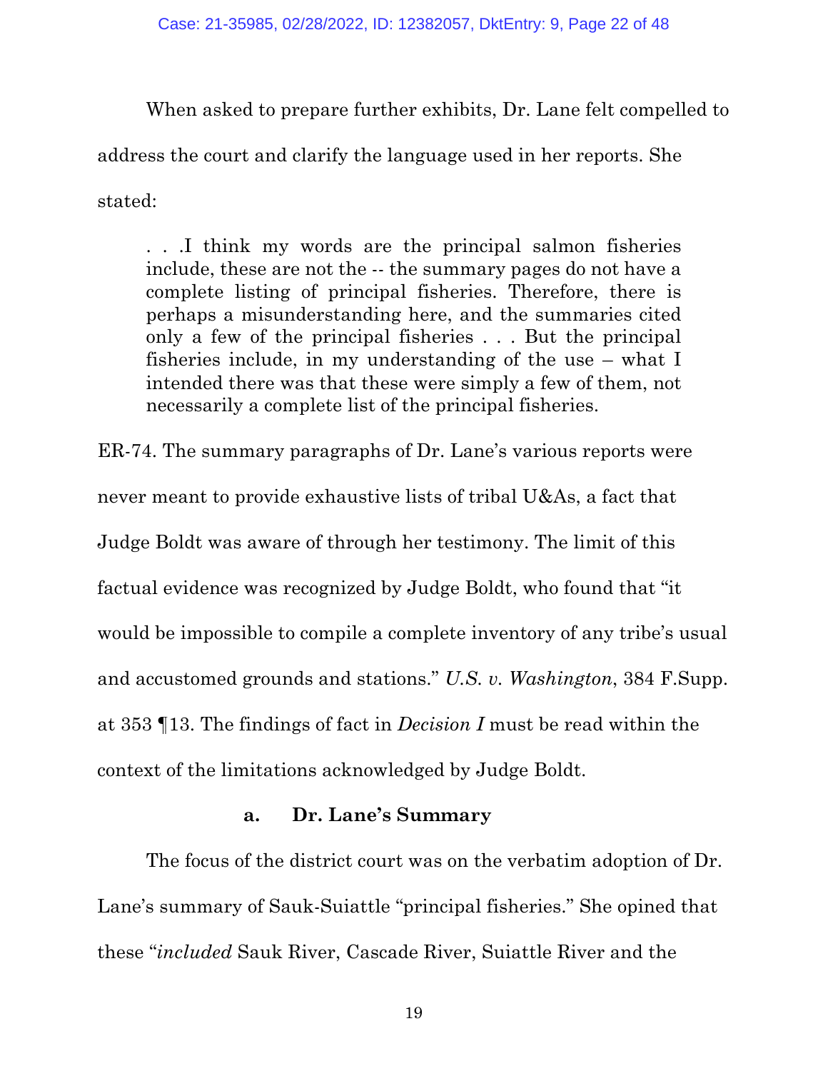When asked to prepare further exhibits, Dr. Lane felt compelled to address the court and clarify the language used in her reports. She stated:

> . . .I think my words are the principal salmon fisheries include, these are not the -- the summary pages do not have a complete listing of principal fisheries. Therefore, there is perhaps a misunderstanding here, and the summaries cited only a few of the principal fisheries . . . But the principal fisheries include, in my understanding of the use – what I intended there was that these were simply a few of them, not necessarily a complete list of the principal fisheries.

ER-74. The summary paragraphs of Dr. Lane's various reports were never meant to provide exhaustive lists of tribal U&As, a fact that Judge Boldt was aware of through her testimony. The limit of this factual evidence was recognized by Judge Boldt, who found that "it would be impossible to compile a complete inventory of any tribe's usual and accustomed grounds and stations." *U.S. v. Washington*, 384 F.Supp. at 353 ¶13. The findings of fact in *Decision I* must be read within the context of the limitations acknowledged by Judge Boldt.

### a. Dr. Lane's Summary

The focus of the district court was on the verbatim adoption of Dr. Lane's summary of Sauk-Suiattle "principal fisheries." She opined that these "*included* Sauk River, Cascade River, Suiattle River and the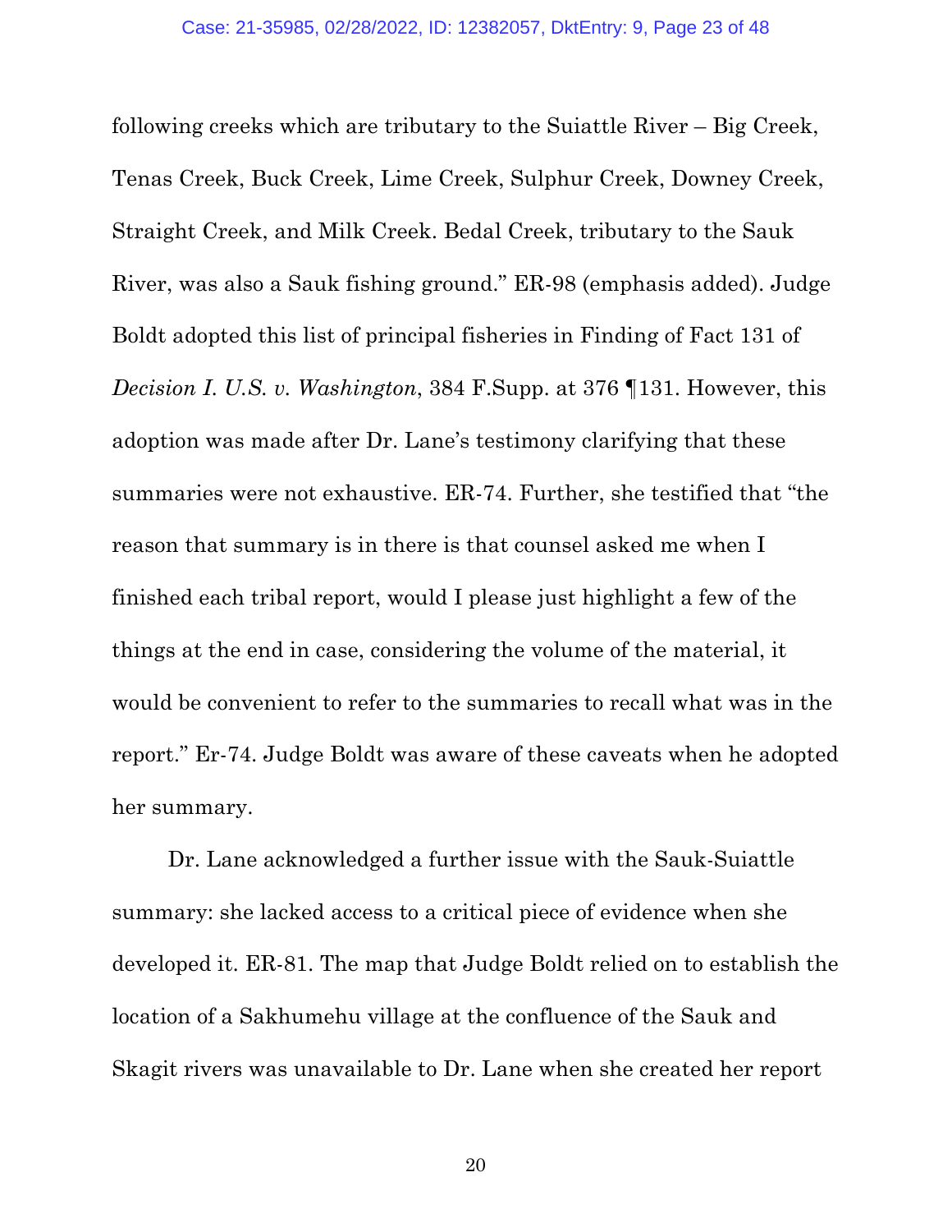following creeks which are tributary to the Suiattle River – Big Creek, Tenas Creek, Buck Creek, Lime Creek, Sulphur Creek, Downey Creek, Straight Creek, and Milk Creek. Bedal Creek, tributary to the Sauk River, was also a Sauk fishing ground." ER-98 (emphasis added). Judge Boldt adopted this list of principal fisheries in Finding of Fact 131 of *Decision I. U.S. v. Washington*, 384 F.Supp. at 376 ¶131. However, this adoption was made after Dr. Lane's testimony clarifying that these summaries were not exhaustive. ER-74. Further, she testified that "the reason that summary is in there is that counsel asked me when I finished each tribal report, would I please just highlight a few of the things at the end in case, considering the volume of the material, it would be convenient to refer to the summaries to recall what was in the report." Er-74. Judge Boldt was aware of these caveats when he adopted her summary.

Dr. Lane acknowledged a further issue with the Sauk-Suiattle summary: she lacked access to a critical piece of evidence when she developed it. ER-81. The map that Judge Boldt relied on to establish the location of a Sakhumehu village at the confluence of the Sauk and Skagit rivers was unavailable to Dr. Lane when she created her report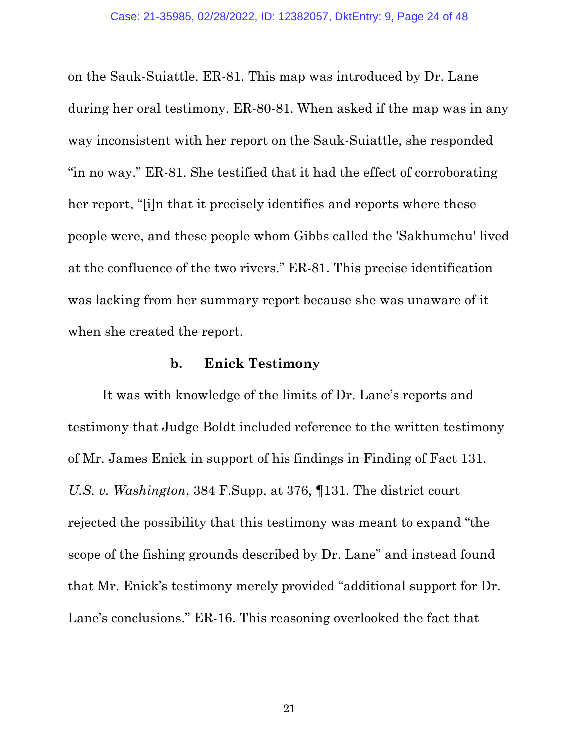on the Sauk-Suiattle. ER-81. This map was introduced by Dr. Lane during her oral testimony. ER-80-81. When asked if the map was in any way inconsistent with her report on the Sauk-Suiattle, she responded "in no way." ER-81. She testified that it had the effect of corroborating her report, "[i]n that it precisely identifies and reports where these people were, and these people whom Gibbs called the 'Sakhumehu' lived at the confluence of the two rivers." ER-81. This precise identification was lacking from her summary report because she was unaware of it when she created the report.

#### b. Enick Testimony

It was with knowledge of the limits of Dr. Lane's reports and testimony that Judge Boldt included reference to the written testimony of Mr. James Enick in support of his findings in Finding of Fact 131. *U.S. v. Washington*, 384 F.Supp. at 376, ¶131. The district court rejected the possibility that this testimony was meant to expand "the scope of the fishing grounds described by Dr. Lane" and instead found that Mr. Enick's testimony merely provided "additional support for Dr. Lane's conclusions." ER-16. This reasoning overlooked the fact that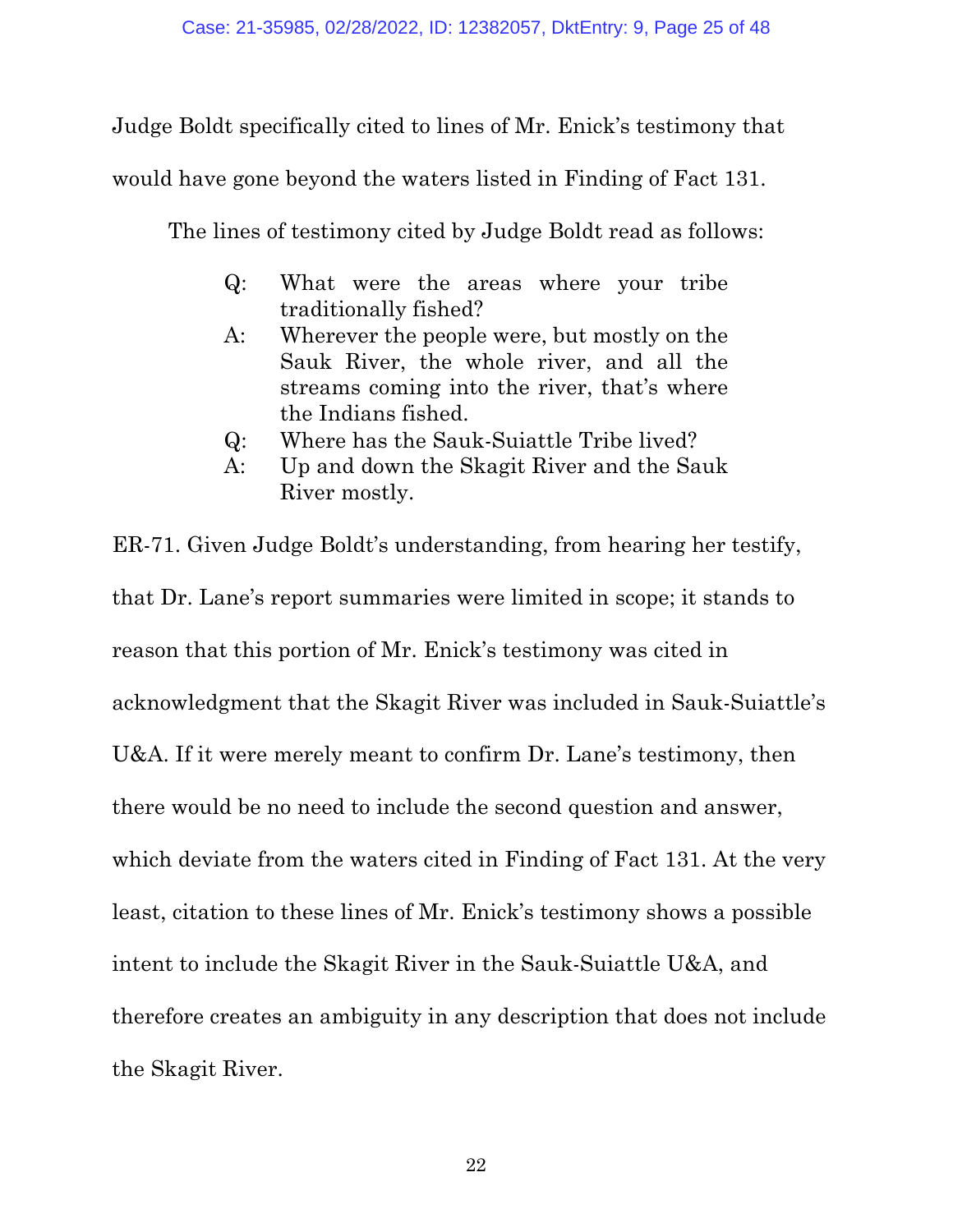Judge Boldt specifically cited to lines of Mr. Enick's testimony that would have gone beyond the waters listed in Finding of Fact 131.

The lines of testimony cited by Judge Boldt read as follows:

> Q: What were the areas where your tribe traditionally fished?
>
> A: Wherever the people were, but mostly on the Sauk River, the whole river, and all the streams coming into the river, that's where the Indians fished.
>
> Q: Where has the Sauk-Suiattle Tribe lived?
>
> A: Up and down the Skagit River and the Sauk River mostly.

ER-71. Given Judge Boldt's understanding, from hearing her testify, that Dr. Lane's report summaries were limited in scope; it stands to reason that this portion of Mr. Enick's testimony was cited in acknowledgment that the Skagit River was included in Sauk-Suiattle's U&A. If it were merely meant to confirm Dr. Lane's testimony, then there would be no need to include the second question and answer, which deviate from the waters cited in Finding of Fact 131. At the very least, citation to these lines of Mr. Enick's testimony shows a possible intent to include the Skagit River in the Sauk-Suiattle U&A, and therefore creates an ambiguity in any description that does not include the Skagit River.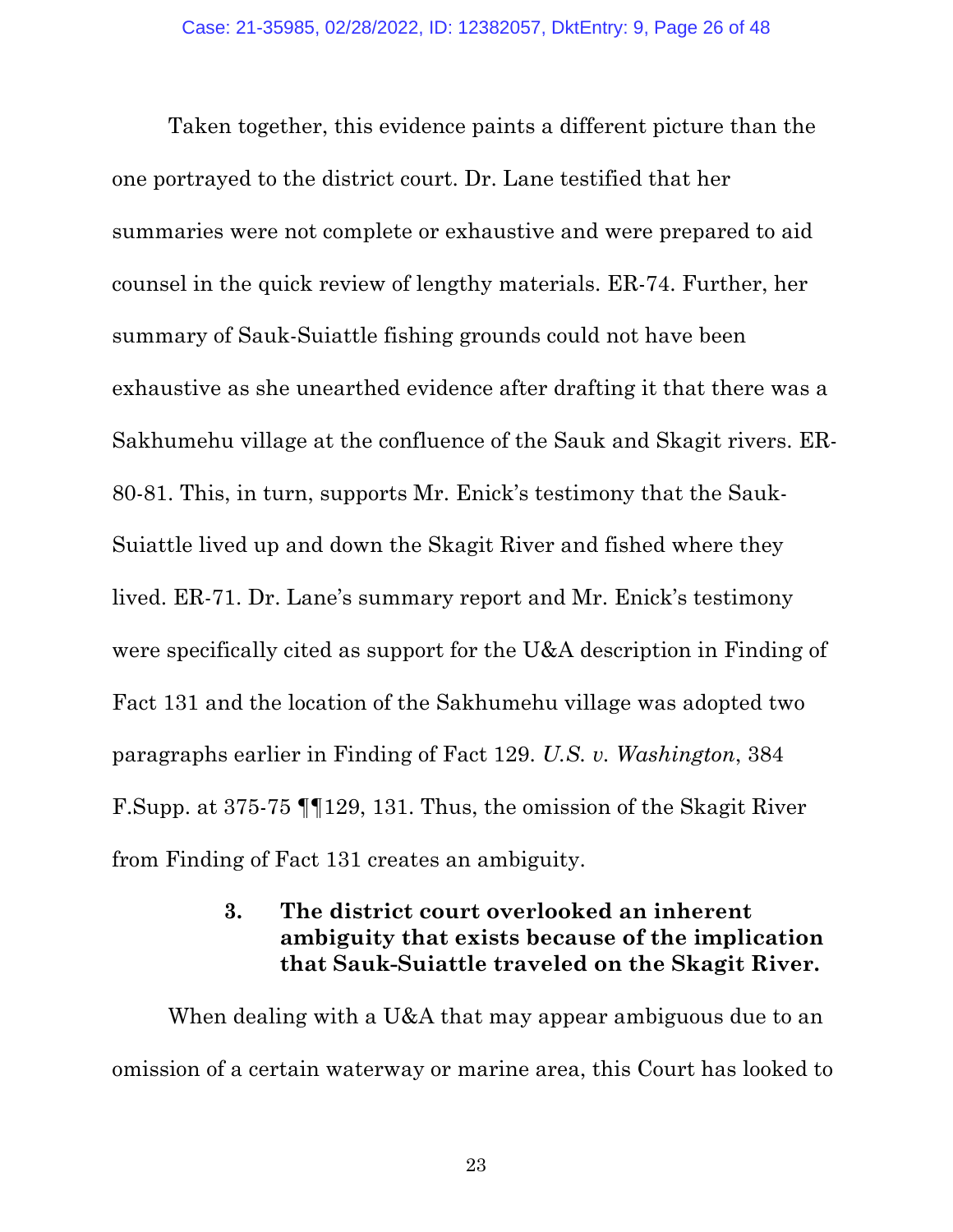Taken together, this evidence paints a different picture than the one portrayed to the district court. Dr. Lane testified that her summaries were not complete or exhaustive and were prepared to aid counsel in the quick review of lengthy materials. ER-74. Further, her summary of Sauk-Suiattle fishing grounds could not have been exhaustive as she unearthed evidence after drafting it that there was a Sakhumehu village at the confluence of the Sauk and Skagit rivers. ER-80-81. This, in turn, supports Mr. Enick's testimony that the Sauk-Suiattle lived up and down the Skagit River and fished where they lived. ER-71. Dr. Lane's summary report and Mr. Enick's testimony were specifically cited as support for the U&A description in Finding of Fact 131 and the location of the Sakhumehu village was adopted two paragraphs earlier in Finding of Fact 129. *U.S. v. Washington*, 384 F.Supp. at 375-75 ¶¶129, 131. Thus, the omission of the Skagit River from Finding of Fact 131 creates an ambiguity.

### 3. The district court overlooked an inherent ambiguity that exists because of the implication that Sauk-Suiattle traveled on the Skagit River.

When dealing with a U&A that may appear ambiguous due to an omission of a certain waterway or marine area, this Court has looked to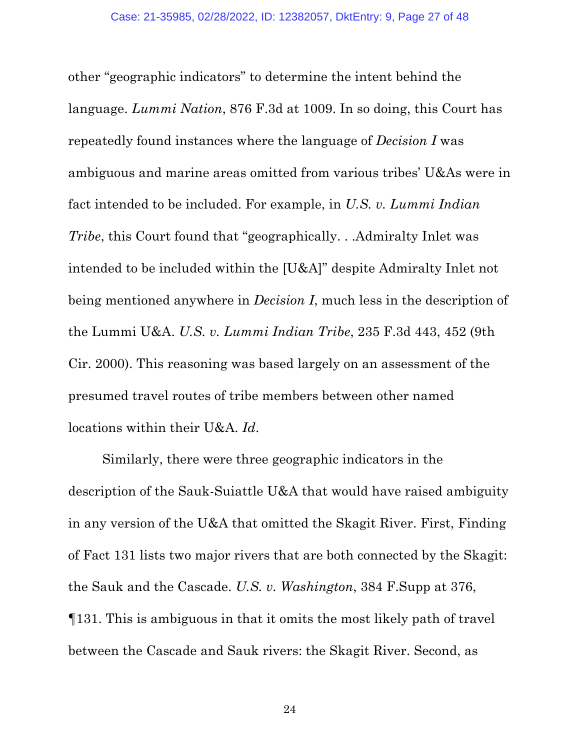other "geographic indicators" to determine the intent behind the language. *Lummi Nation*, 876 F.3d at 1009. In so doing, this Court has repeatedly found instances where the language of *Decision I* was ambiguous and marine areas omitted from various tribes' U&As were in fact intended to be included. For example, in *U.S. v. Lummi Indian Tribe*, this Court found that "geographically. . .Admiralty Inlet was intended to be included within the [U&A]" despite Admiralty Inlet not being mentioned anywhere in *Decision I*, much less in the description of the Lummi U&A. *U.S. v. Lummi Indian Tribe*, 235 F.3d 443, 452 (9th Cir. 2000). This reasoning was based largely on an assessment of the presumed travel routes of tribe members between other named locations within their U&A. *Id*.

Similarly, there were three geographic indicators in the description of the Sauk-Suiattle U&A that would have raised ambiguity in any version of the U&A that omitted the Skagit River. First, Finding of Fact 131 lists two major rivers that are both connected by the Skagit: the Sauk and the Cascade. *U.S. v. Washington*, 384 F.Supp at 376, ¶131. This is ambiguous in that it omits the most likely path of travel between the Cascade and Sauk rivers: the Skagit River. Second, as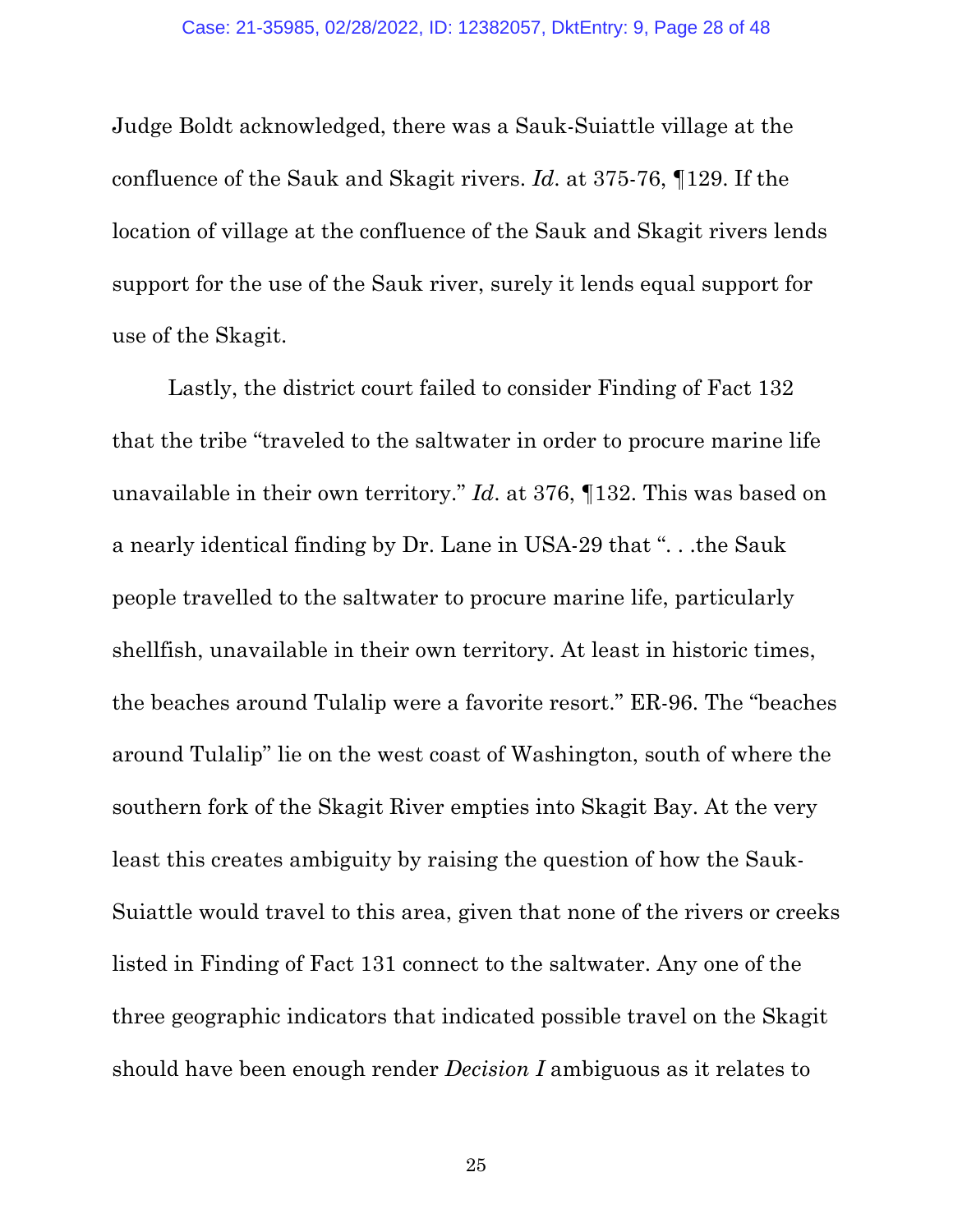Judge Boldt acknowledged, there was a Sauk-Suiattle village at the confluence of the Sauk and Skagit rivers. *Id*. at 375-76, ¶129. If the location of village at the confluence of the Sauk and Skagit rivers lends support for the use of the Sauk river, surely it lends equal support for use of the Skagit.

Lastly, the district court failed to consider Finding of Fact 132 that the tribe "traveled to the saltwater in order to procure marine life unavailable in their own territory." *Id*. at 376, ¶132. This was based on a nearly identical finding by Dr. Lane in USA-29 that ". . .the Sauk people travelled to the saltwater to procure marine life, particularly shellfish, unavailable in their own territory. At least in historic times, the beaches around Tulalip were a favorite resort." ER-96. The "beaches around Tulalip" lie on the west coast of Washington, south of where the southern fork of the Skagit River empties into Skagit Bay. At the very least this creates ambiguity by raising the question of how the Sauk-Suiattle would travel to this area, given that none of the rivers or creeks listed in Finding of Fact 131 connect to the saltwater. Any one of the three geographic indicators that indicated possible travel on the Skagit should have been enough render *Decision I* ambiguous as it relates to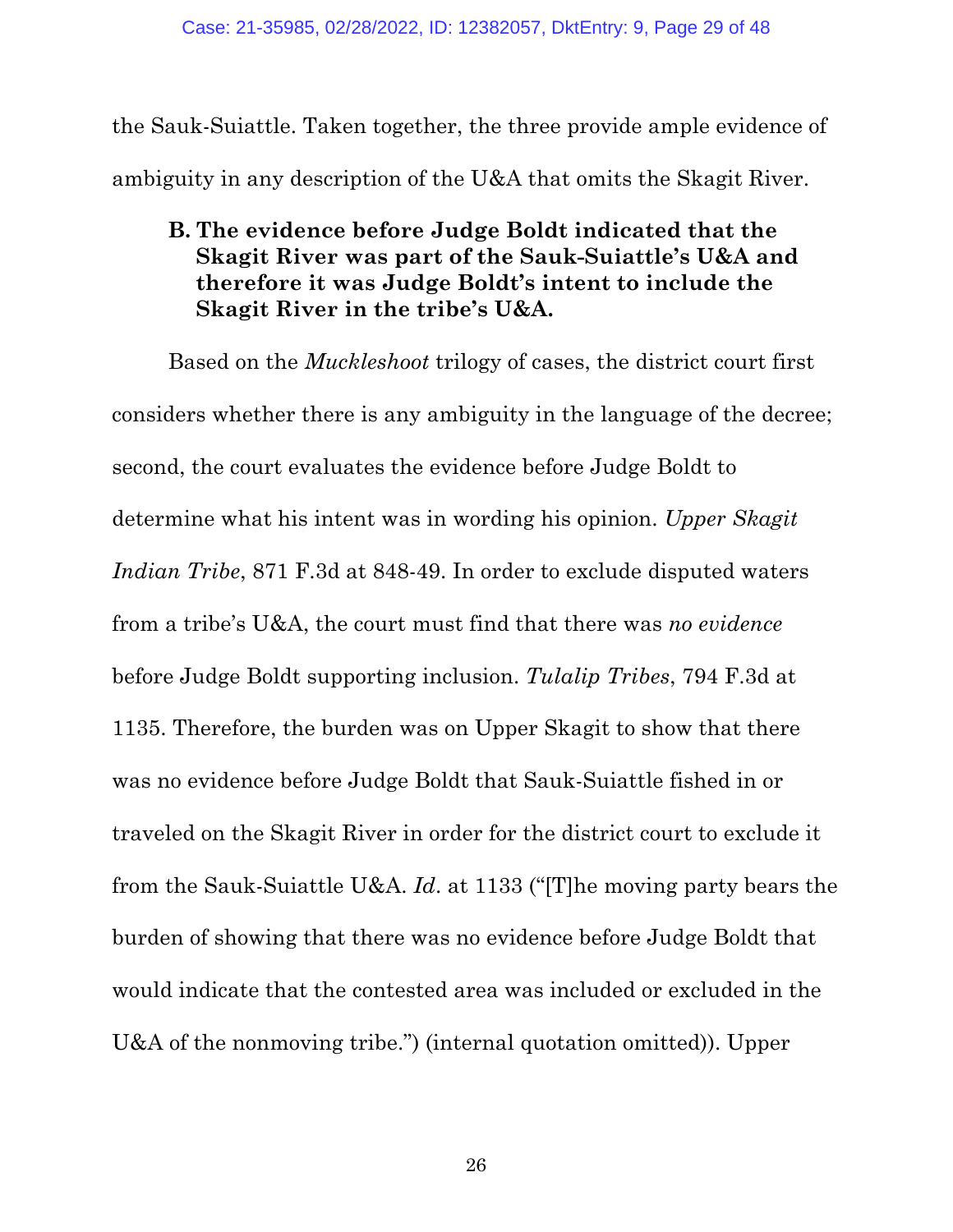the Sauk-Suiattle. Taken together, the three provide ample evidence of ambiguity in any description of the U&A that omits the Skagit River.

### B. The evidence before Judge Boldt indicated that the Skagit River was part of the Sauk-Suiattle's U&A and therefore it was Judge Boldt's intent to include the Skagit River in the tribe's U&A.

Based on the *Muckleshoot* trilogy of cases, the district court first considers whether there is any ambiguity in the language of the decree; second, the court evaluates the evidence before Judge Boldt to determine what his intent was in wording his opinion. *Upper Skagit Indian Tribe*, 871 F.3d at 848-49. In order to exclude disputed waters from a tribe's U&A, the court must find that there was *no evidence* before Judge Boldt supporting inclusion. *Tulalip Tribes*, 794 F.3d at 1135. Therefore, the burden was on Upper Skagit to show that there was no evidence before Judge Boldt that Sauk-Suiattle fished in or traveled on the Skagit River in order for the district court to exclude it from the Sauk-Suiattle U&A. *Id*. at 1133 ("[T]he moving party bears the burden of showing that there was no evidence before Judge Boldt that would indicate that the contested area was included or excluded in the U&A of the nonmoving tribe.") (internal quotation omitted)). Upper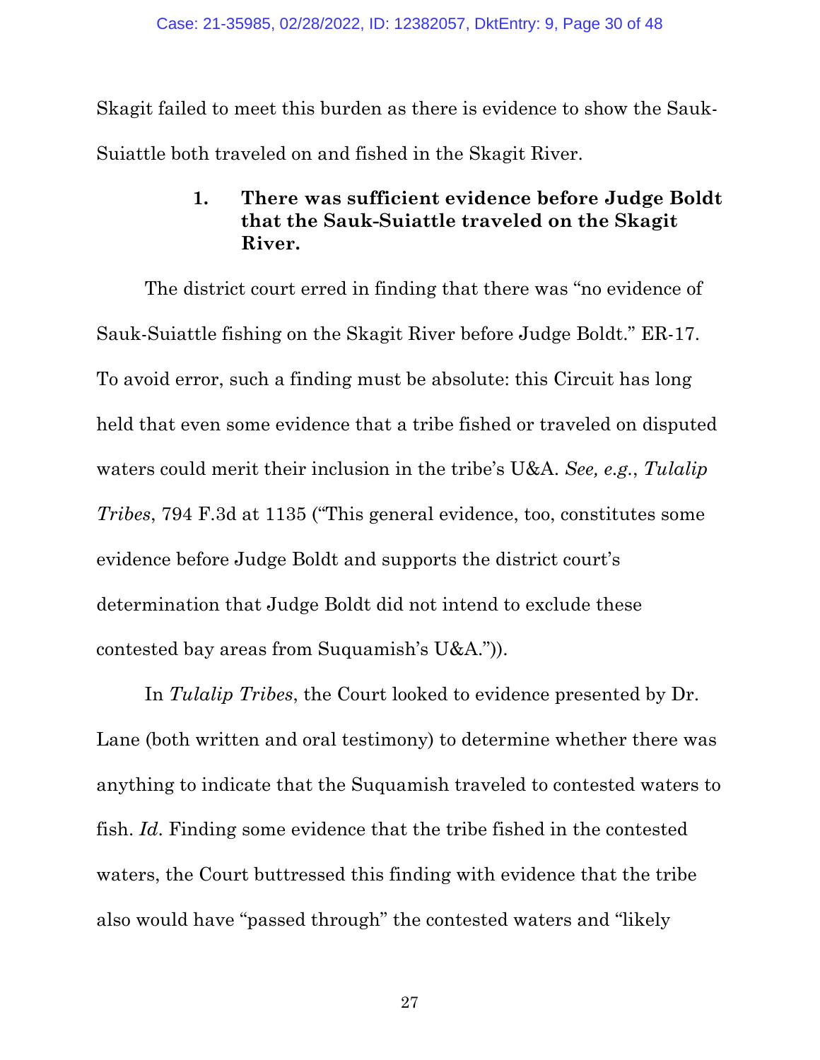Skagit failed to meet this burden as there is evidence to show the Sauk-Suiattle both traveled on and fished in the Skagit River.

### 1. There was sufficient evidence before Judge Boldt that the Sauk-Suiattle traveled on the Skagit River.

The district court erred in finding that there was "no evidence of Sauk-Suiattle fishing on the Skagit River before Judge Boldt." ER-17. To avoid error, such a finding must be absolute: this Circuit has long held that even some evidence that a tribe fished or traveled on disputed waters could merit their inclusion in the tribe's U&A. *See, e.g.*, *Tulalip Tribes*, 794 F.3d at 1135 ("This general evidence, too, constitutes some evidence before Judge Boldt and supports the district court's determination that Judge Boldt did not intend to exclude these contested bay areas from Suquamish's U&A.")).

In *Tulalip Tribes*, the Court looked to evidence presented by Dr. Lane (both written and oral testimony) to determine whether there was anything to indicate that the Suquamish traveled to contested waters to fish. *Id*. Finding some evidence that the tribe fished in the contested waters, the Court buttressed this finding with evidence that the tribe also would have "passed through" the contested waters and "likely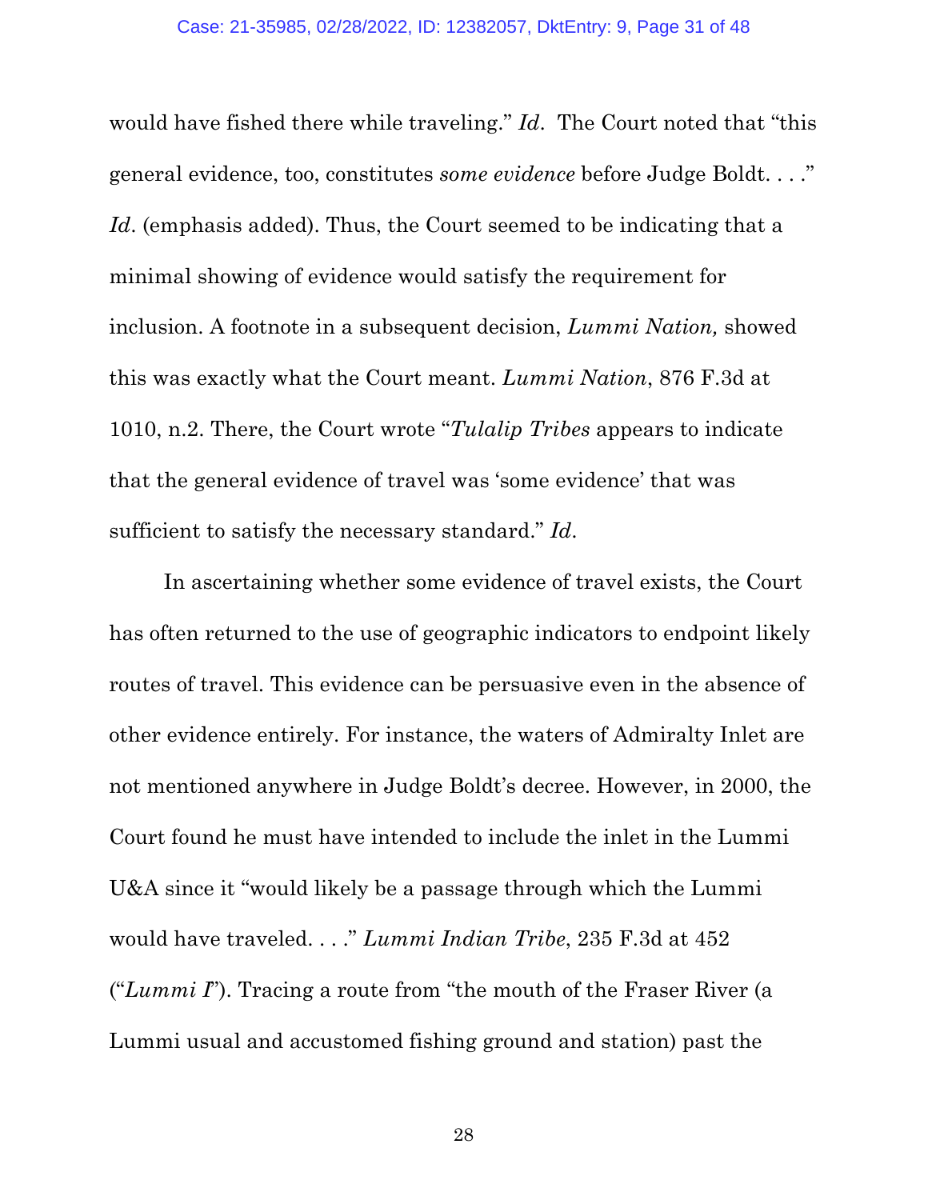would have fished there while traveling." *Id*. The Court noted that "this general evidence, too, constitutes *some evidence* before Judge Boldt. . . ." *Id*. (emphasis added). Thus, the Court seemed to be indicating that a minimal showing of evidence would satisfy the requirement for inclusion. A footnote in a subsequent decision, *Lummi Nation,* showed this was exactly what the Court meant. *Lummi Nation*, 876 F.3d at 1010, n.2. There, the Court wrote "*Tulalip Tribes* appears to indicate that the general evidence of travel was 'some evidence' that was sufficient to satisfy the necessary standard." *Id*.

In ascertaining whether some evidence of travel exists, the Court has often returned to the use of geographic indicators to endpoint likely routes of travel. This evidence can be persuasive even in the absence of other evidence entirely. For instance, the waters of Admiralty Inlet are not mentioned anywhere in Judge Boldt's decree. However, in 2000, the Court found he must have intended to include the inlet in the Lummi U&A since it "would likely be a passage through which the Lummi would have traveled. . . ." *Lummi Indian Tribe*, 235 F.3d at 452 ("*Lummi I*"). Tracing a route from "the mouth of the Fraser River (a Lummi usual and accustomed fishing ground and station) past the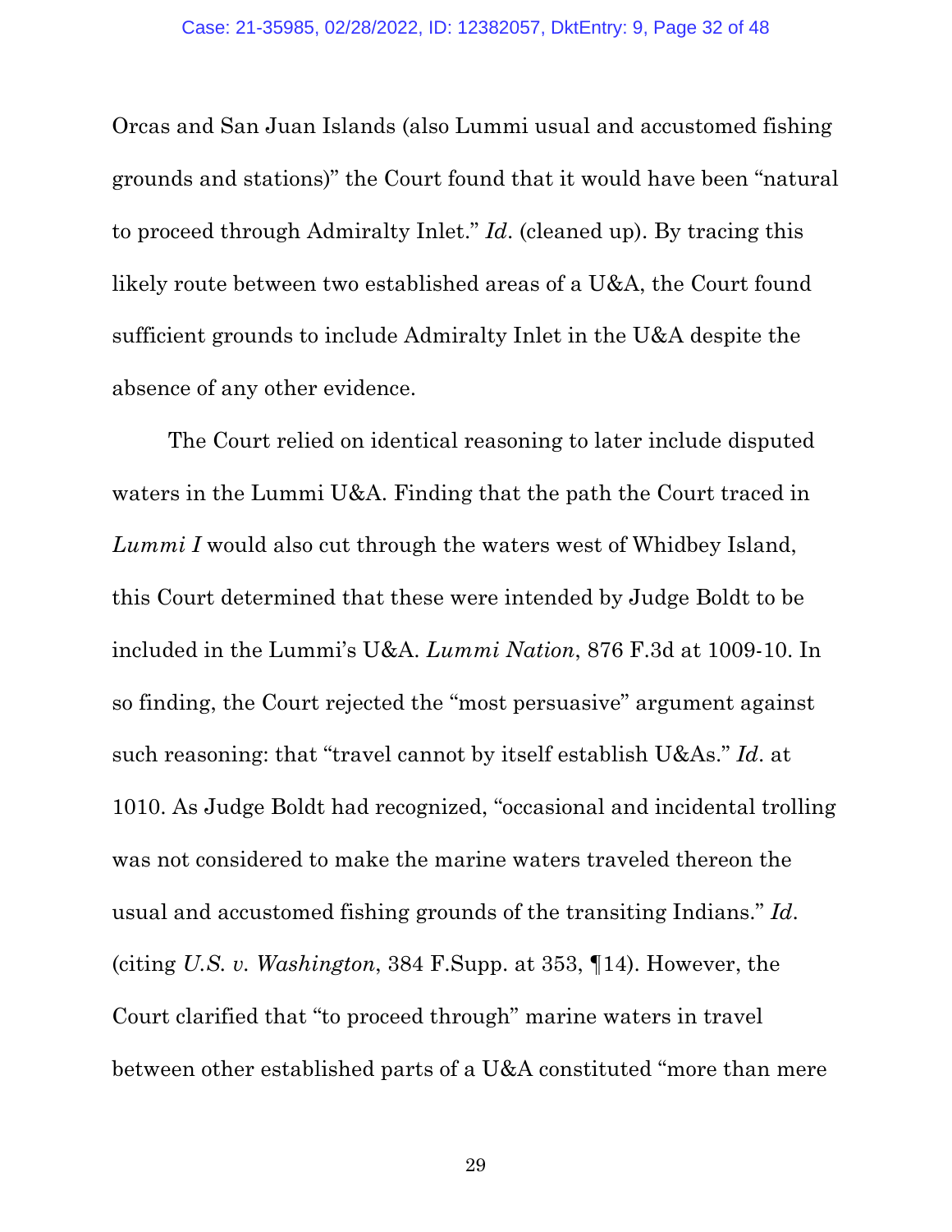Orcas and San Juan Islands (also Lummi usual and accustomed fishing grounds and stations)" the Court found that it would have been "natural to proceed through Admiralty Inlet." *Id*. (cleaned up). By tracing this likely route between two established areas of a U&A, the Court found sufficient grounds to include Admiralty Inlet in the U&A despite the absence of any other evidence.

The Court relied on identical reasoning to later include disputed waters in the Lummi U&A. Finding that the path the Court traced in *Lummi I* would also cut through the waters west of Whidbey Island, this Court determined that these were intended by Judge Boldt to be included in the Lummi's U&A. *Lummi Nation*, 876 F.3d at 1009-10. In so finding, the Court rejected the "most persuasive" argument against such reasoning: that "travel cannot by itself establish U&As." *Id*. at 1010. As Judge Boldt had recognized, "occasional and incidental trolling was not considered to make the marine waters traveled thereon the usual and accustomed fishing grounds of the transiting Indians." *Id*. (citing *U.S. v. Washington*, 384 F.Supp. at 353, ¶14). However, the Court clarified that "to proceed through" marine waters in travel between other established parts of a U&A constituted "more than mere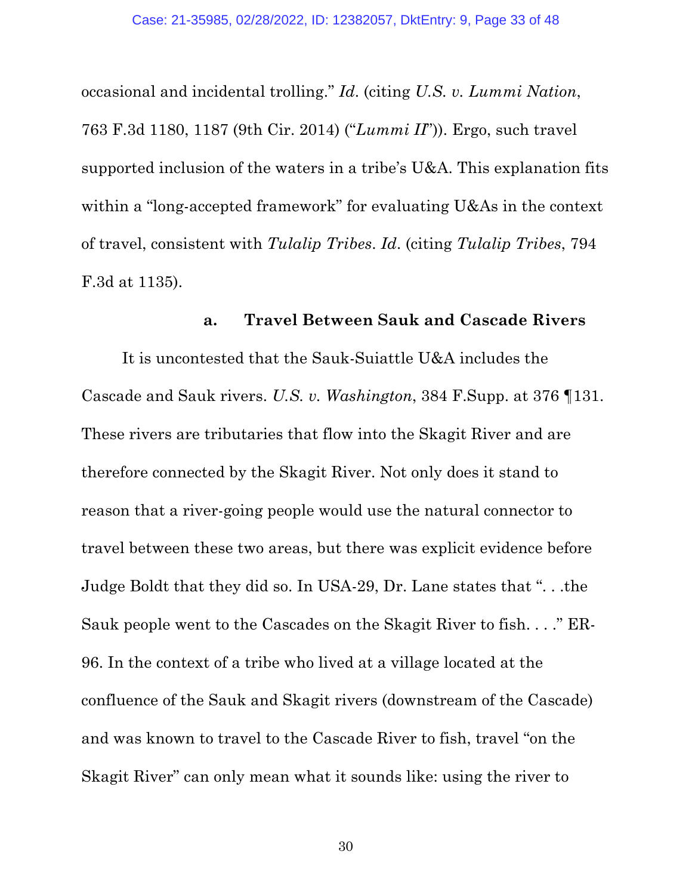occasional and incidental trolling." *Id.* (citing *U.S. v. Lummi Nation*, 763 F.3d 1180, 1187 (9th Cir. 2014) ("*Lummi II*")). Ergo, such travel supported inclusion of the waters in a tribe's U&A. This explanation fits within a "long-accepted framework" for evaluating U&As in the context of travel, consistent with *Tulalip Tribes*. *Id.* (citing *Tulalip Tribes*, 794 F.3d at 1135).

### a. Travel Between Sauk and Cascade Rivers

It is uncontested that the Sauk-Suiattle U&A includes the Cascade and Sauk rivers. *U.S. v. Washington*, 384 F.Supp. at 376 ¶131. These rivers are tributaries that flow into the Skagit River and are therefore connected by the Skagit River. Not only does it stand to reason that a river-going people would use the natural connector to travel between these two areas, but there was explicit evidence before Judge Boldt that they did so. In USA-29, Dr. Lane states that ". . .the Sauk people went to the Cascades on the Skagit River to fish. . . ." ER-96. In the context of a tribe who lived at a village located at the confluence of the Sauk and Skagit rivers (downstream of the Cascade) and was known to travel to the Cascade River to fish, travel "on the Skagit River" can only mean what it sounds like: using the river to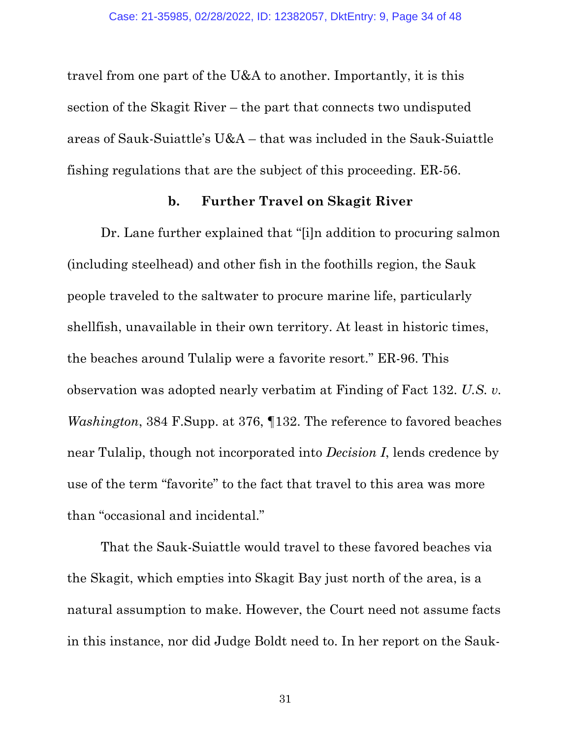travel from one part of the U&A to another. Importantly, it is this section of the Skagit River – the part that connects two undisputed areas of Sauk-Suiattle's U&A – that was included in the Sauk-Suiattle fishing regulations that are the subject of this proceeding. ER-56.

**b. Further Travel on Skagit River**

Dr. Lane further explained that "[i]n addition to procuring salmon (including steelhead) and other fish in the foothills region, the Sauk people traveled to the saltwater to procure marine life, particularly shellfish, unavailable in their own territory. At least in historic times, the beaches around Tulalip were a favorite resort." ER-96. This observation was adopted nearly verbatim at Finding of Fact 132. *U.S. v. Washington*, 384 F.Supp. at 376, ¶132. The reference to favored beaches near Tulalip, though not incorporated into *Decision I*, lends credence by use of the term "favorite" to the fact that travel to this area was more than "occasional and incidental."

That the Sauk-Suiattle would travel to these favored beaches via the Skagit, which empties into Skagit Bay just north of the area, is a natural assumption to make. However, the Court need not assume facts in this instance, nor did Judge Boldt need to. In her report on the Sauk-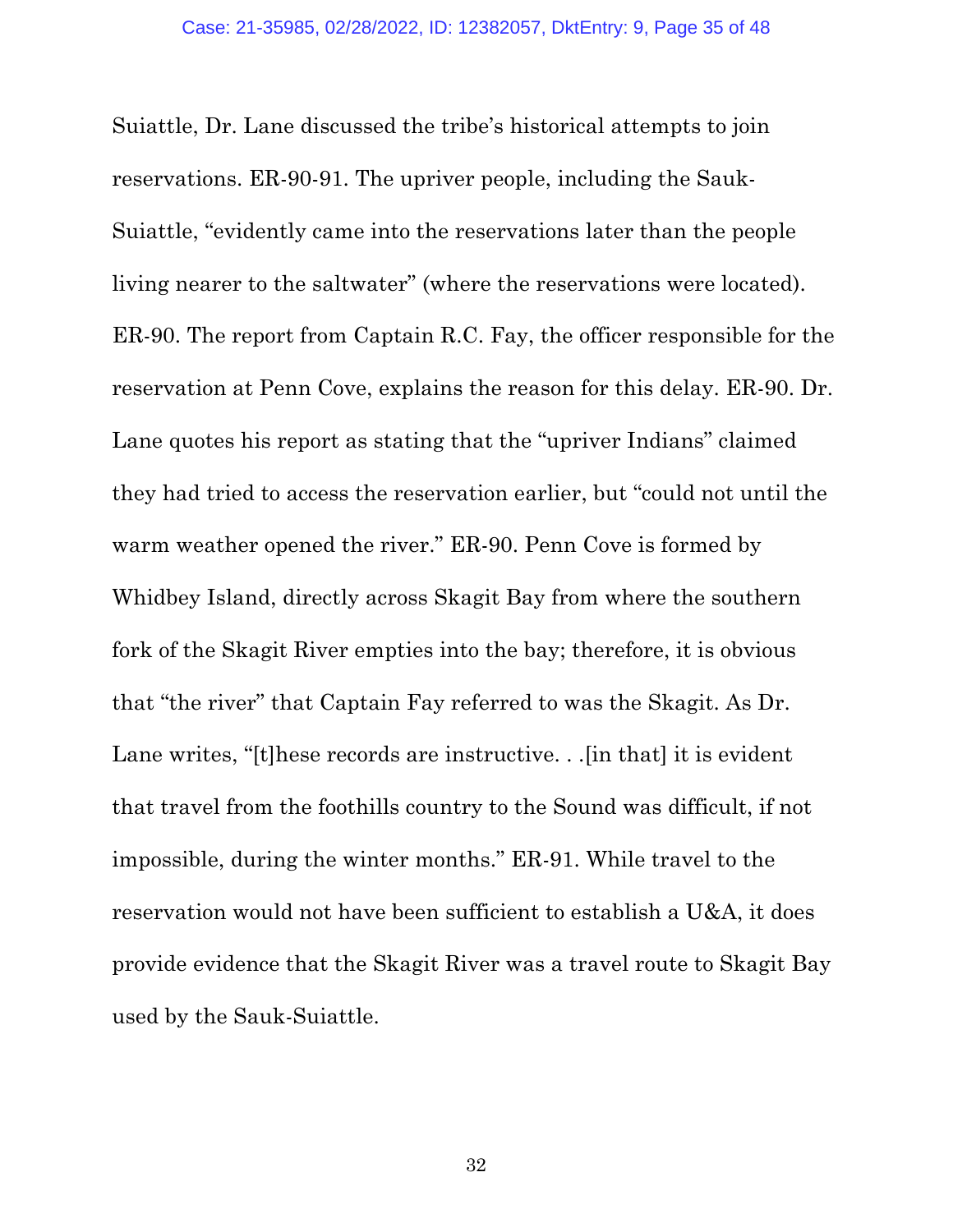Suiattle, Dr. Lane discussed the tribe's historical attempts to join reservations. ER-90-91. The upriver people, including the Sauk-Suiattle, "evidently came into the reservations later than the people living nearer to the saltwater" (where the reservations were located). ER-90. The report from Captain R.C. Fay, the officer responsible for the reservation at Penn Cove, explains the reason for this delay. ER-90. Dr. Lane quotes his report as stating that the "upriver Indians" claimed they had tried to access the reservation earlier, but "could not until the warm weather opened the river." ER-90. Penn Cove is formed by Whidbey Island, directly across Skagit Bay from where the southern fork of the Skagit River empties into the bay; therefore, it is obvious that "the river" that Captain Fay referred to was the Skagit. As Dr. Lane writes, "[t]hese records are instructive. . .[in that] it is evident that travel from the foothills country to the Sound was difficult, if not impossible, during the winter months." ER-91. While travel to the reservation would not have been sufficient to establish a U&A, it does provide evidence that the Skagit River was a travel route to Skagit Bay used by the Sauk-Suiattle.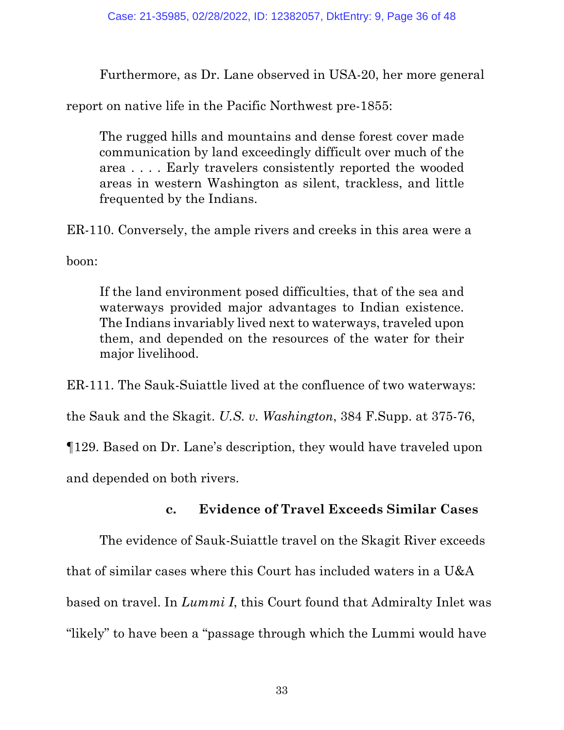Furthermore, as Dr. Lane observed in USA-20, her more general report on native life in the Pacific Northwest pre-1855:

> The rugged hills and mountains and dense forest cover made communication by land exceedingly difficult over much of the area . . . . Early travelers consistently reported the wooded areas in western Washington as silent, trackless, and little frequented by the Indians.

ER-110. Conversely, the ample rivers and creeks in this area were a boon:

> If the land environment posed difficulties, that of the sea and waterways provided major advantages to Indian existence. The Indians invariably lived next to waterways, traveled upon them, and depended on the resources of the water for their major livelihood.

ER-111. The Sauk-Suiattle lived at the confluence of two waterways: the Sauk and the Skagit. *U.S. v. Washington*, 384 F.Supp. at 375-76, ¶129. Based on Dr. Lane's description, they would have traveled upon and depended on both rivers.

#### c. Evidence of Travel Exceeds Similar Cases

The evidence of Sauk-Suiattle travel on the Skagit River exceeds that of similar cases where this Court has included waters in a U&A based on travel. In *Lummi I*, this Court found that Admiralty Inlet was "likely" to have been a "passage through which the Lummi would have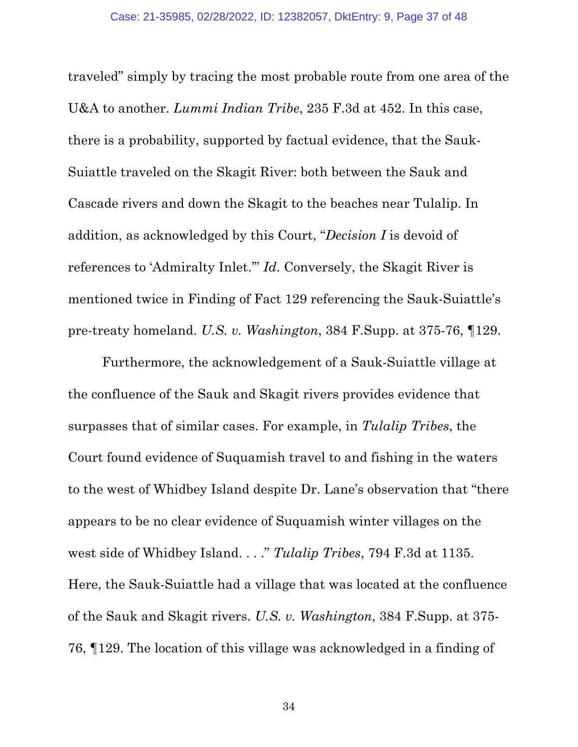traveled" simply by tracing the most probable route from one area of the U&A to another. *Lummi Indian Tribe*, 235 F.3d at 452. In this case, there is a probability, supported by factual evidence, that the Sauk-Suiattle traveled on the Skagit River: both between the Sauk and Cascade rivers and down the Skagit to the beaches near Tulalip. In addition, as acknowledged by this Court, "*Decision I* is devoid of references to 'Admiralty Inlet.'" *Id.* Conversely, the Skagit River is mentioned twice in Finding of Fact 129 referencing the Sauk-Suiattle's pre-treaty homeland. *U.S. v. Washington*, 384 F.Supp. at 375-76, ¶129.

Furthermore, the acknowledgement of a Sauk-Suiattle village at the confluence of the Sauk and Skagit rivers provides evidence that surpasses that of similar cases. For example, in *Tulalip Tribes*, the Court found evidence of Suquamish travel to and fishing in the waters to the west of Whidbey Island despite Dr. Lane's observation that "there appears to be no clear evidence of Suquamish winter villages on the west side of Whidbey Island. . . ." *Tulalip Tribes*, 794 F.3d at 1135. Here, the Sauk-Suiattle had a village that was located at the confluence of the Sauk and Skagit rivers. *U.S. v. Washington*, 384 F.Supp. at 375-76, ¶129. The location of this village was acknowledged in a finding of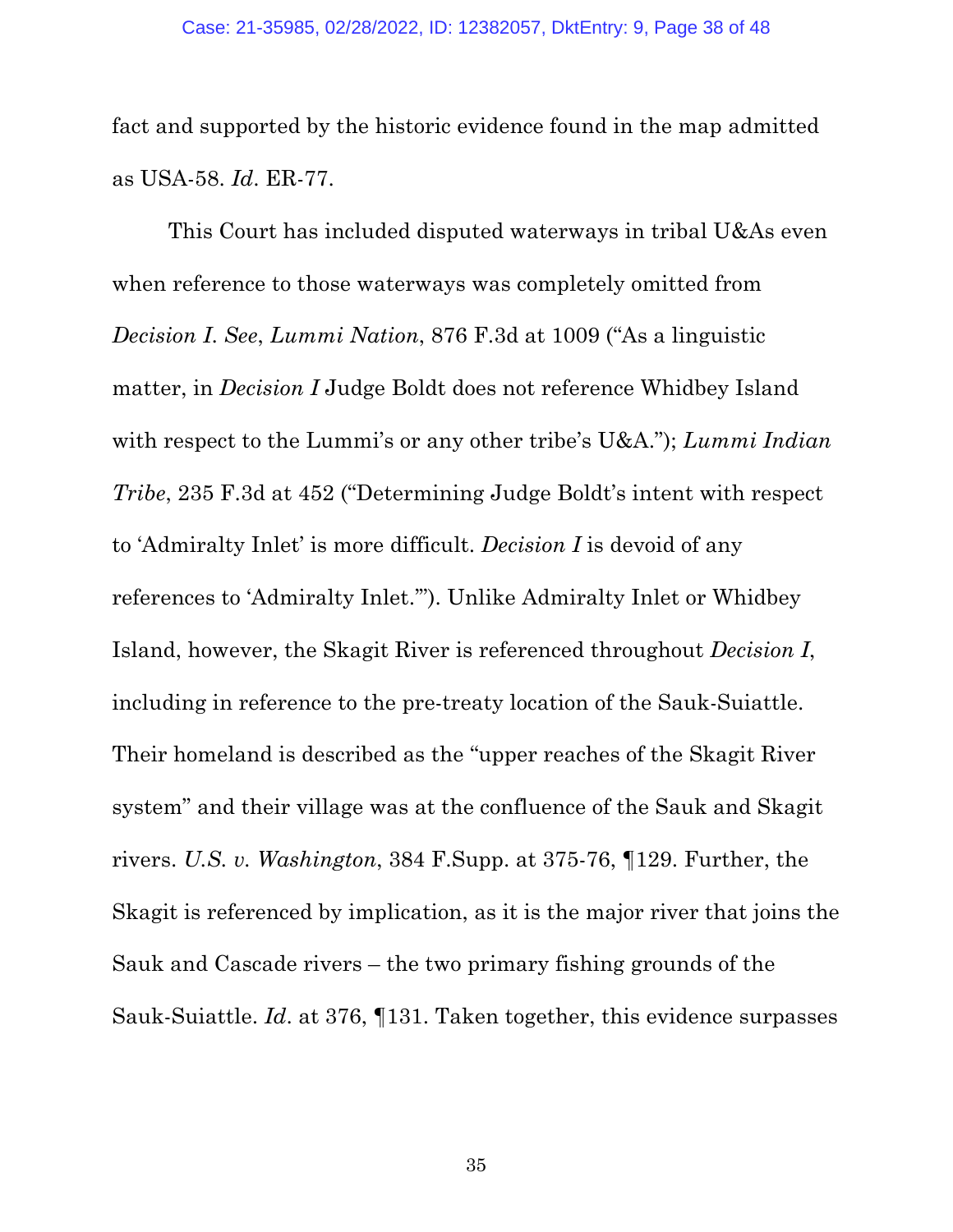fact and supported by the historic evidence found in the map admitted as USA-58. *Id*. ER-77.

This Court has included disputed waterways in tribal U&As even when reference to those waterways was completely omitted from *Decision I*. *See*, *Lummi Nation*, 876 F.3d at 1009 ("As a linguistic matter, in *Decision I* Judge Boldt does not reference Whidbey Island with respect to the Lummi's or any other tribe's U&A."); *Lummi Indian Tribe*, 235 F.3d at 452 ("Determining Judge Boldt's intent with respect to 'Admiralty Inlet' is more difficult. *Decision I* is devoid of any references to 'Admiralty Inlet.'"). Unlike Admiralty Inlet or Whidbey Island, however, the Skagit River is referenced throughout *Decision I*, including in reference to the pre-treaty location of the Sauk-Suiattle. Their homeland is described as the "upper reaches of the Skagit River system" and their village was at the confluence of the Sauk and Skagit rivers. *U.S. v. Washington*, 384 F.Supp. at 375-76, ¶129. Further, the Skagit is referenced by implication, as it is the major river that joins the Sauk and Cascade rivers – the two primary fishing grounds of the Sauk-Suiattle. *Id*. at 376, ¶131. Taken together, this evidence surpasses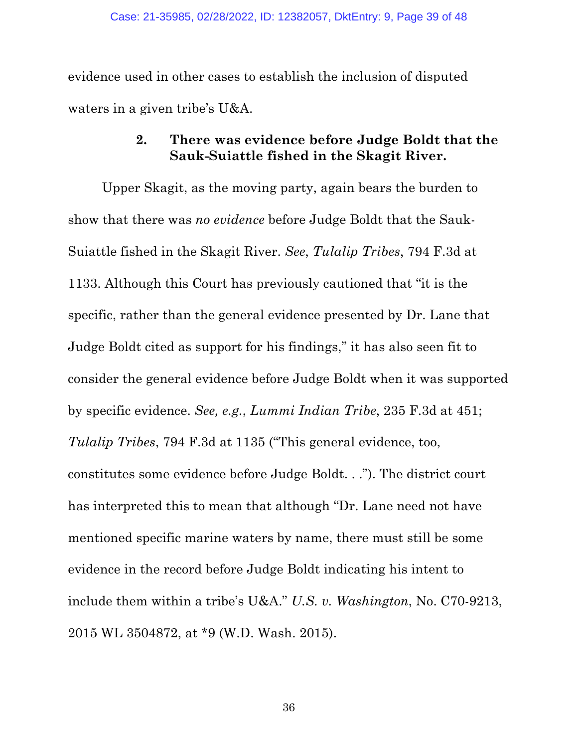evidence used in other cases to establish the inclusion of disputed waters in a given tribe's U&A.

### 2. There was evidence before Judge Boldt that the Sauk-Suiattle fished in the Skagit River.

Upper Skagit, as the moving party, again bears the burden to show that there was *no evidence* before Judge Boldt that the Sauk-Suiattle fished in the Skagit River. *See*, *Tulalip Tribes*, 794 F.3d at 1133. Although this Court has previously cautioned that "it is the specific, rather than the general evidence presented by Dr. Lane that Judge Boldt cited as support for his findings," it has also seen fit to consider the general evidence before Judge Boldt when it was supported by specific evidence. *See, e.g.*, *Lummi Indian Tribe*, 235 F.3d at 451; *Tulalip Tribes*, 794 F.3d at 1135 ("This general evidence, too, constitutes some evidence before Judge Boldt. . ."). The district court has interpreted this to mean that although "Dr. Lane need not have mentioned specific marine waters by name, there must still be some evidence in the record before Judge Boldt indicating his intent to include them within a tribe's U&A." *U.S. v. Washington*, No. C70-9213, 2015 WL 3504872, at *9 (W.D. Wash. 2015).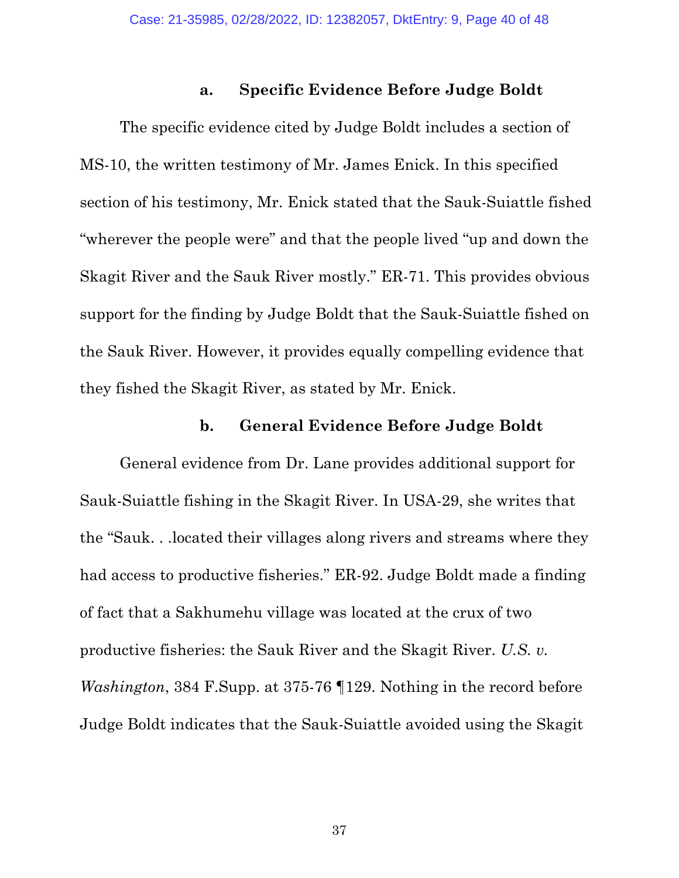#### a. Specific Evidence Before Judge Boldt

The specific evidence cited by Judge Boldt includes a section of MS-10, the written testimony of Mr. James Enick. In this specified section of his testimony, Mr. Enick stated that the Sauk-Suiattle fished "wherever the people were" and that the people lived "up and down the Skagit River and the Sauk River mostly." ER-71. This provides obvious support for the finding by Judge Boldt that the Sauk-Suiattle fished on the Sauk River. However, it provides equally compelling evidence that they fished the Skagit River, as stated by Mr. Enick.

#### b. General Evidence Before Judge Boldt

General evidence from Dr. Lane provides additional support for Sauk-Suiattle fishing in the Skagit River. In USA-29, she writes that the "Sauk. . .located their villages along rivers and streams where they had access to productive fisheries." ER-92. Judge Boldt made a finding of fact that a Sakhumehu village was located at the crux of two productive fisheries: the Sauk River and the Skagit River. *U.S. v. Washington*, 384 F.Supp. at 375-76 ¶129. Nothing in the record before Judge Boldt indicates that the Sauk-Suiattle avoided using the Skagit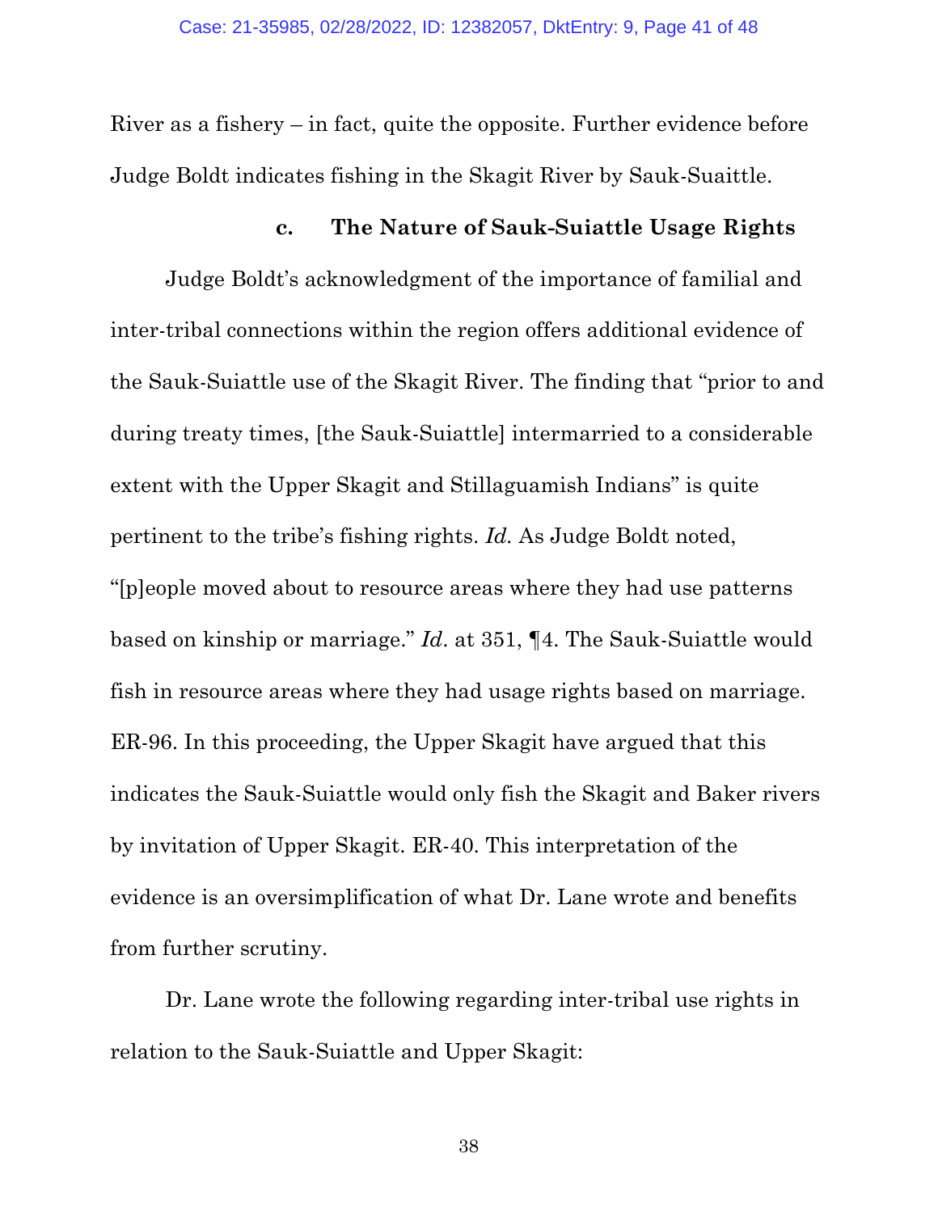River as a fishery – in fact, quite the opposite. Further evidence before Judge Boldt indicates fishing in the Skagit River by Sauk-Suaittle.

### c. The Nature of Sauk-Suiattle Usage Rights

Judge Boldt's acknowledgment of the importance of familial and inter-tribal connections within the region offers additional evidence of the Sauk-Suiattle use of the Skagit River. The finding that "prior to and during treaty times, [the Sauk-Suiattle] intermarried to a considerable extent with the Upper Skagit and Stillaguamish Indians" is quite pertinent to the tribe's fishing rights. *Id.* As Judge Boldt noted, "[p]eople moved about to resource areas where they had use patterns based on kinship or marriage." *Id*. at 351, ¶4. The Sauk-Suiattle would fish in resource areas where they had usage rights based on marriage. ER-96. In this proceeding, the Upper Skagit have argued that this indicates the Sauk-Suiattle would only fish the Skagit and Baker rivers by invitation of Upper Skagit. ER-40. This interpretation of the evidence is an oversimplification of what Dr. Lane wrote and benefits from further scrutiny.

Dr. Lane wrote the following regarding inter-tribal use rights in relation to the Sauk-Suiattle and Upper Skagit: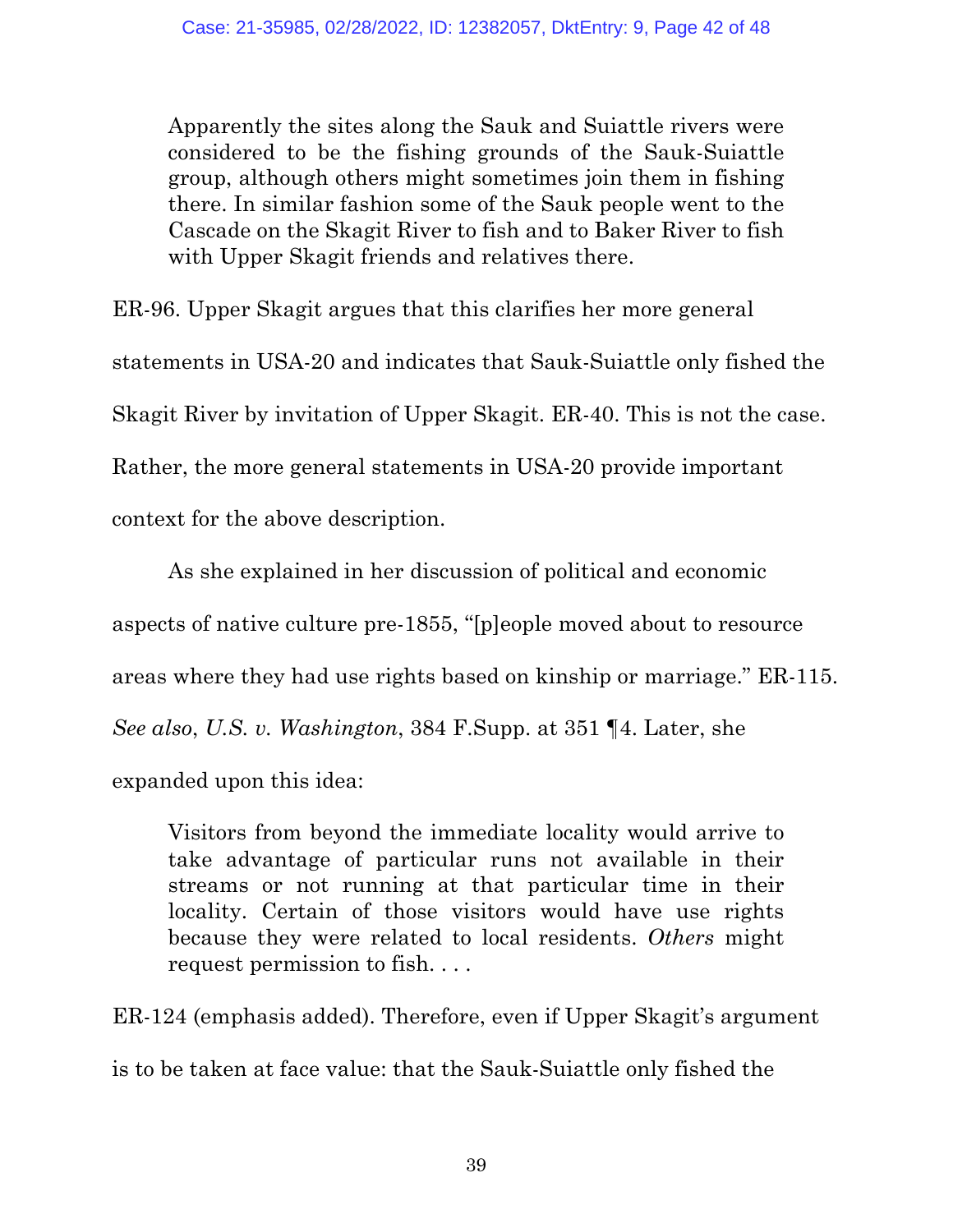> Apparently the sites along the Sauk and Suiattle rivers were considered to be the fishing grounds of the Sauk-Suiattle group, although others might sometimes join them in fishing there. In similar fashion some of the Sauk people went to the Cascade on the Skagit River to fish and to Baker River to fish with Upper Skagit friends and relatives there.

ER-96. Upper Skagit argues that this clarifies her more general statements in USA-20 and indicates that Sauk-Suiattle only fished the Skagit River by invitation of Upper Skagit. ER-40. This is not the case. Rather, the more general statements in USA-20 provide important context for the above description.

As she explained in her discussion of political and economic aspects of native culture pre-1855, "[p]eople moved about to resource areas where they had use rights based on kinship or marriage." ER-115. *See also*, *U.S. v. Washington*, 384 F.Supp. at 351 ¶4. Later, she expanded upon this idea:

> Visitors from beyond the immediate locality would arrive to take advantage of particular runs not available in their streams or not running at that particular time in their locality. Certain of those visitors would have use rights because they were related to local residents. *Others* might request permission to fish. . . .

ER-124 (emphasis added). Therefore, even if Upper Skagit's argument is to be taken at face value: that the Sauk-Suiattle only fished the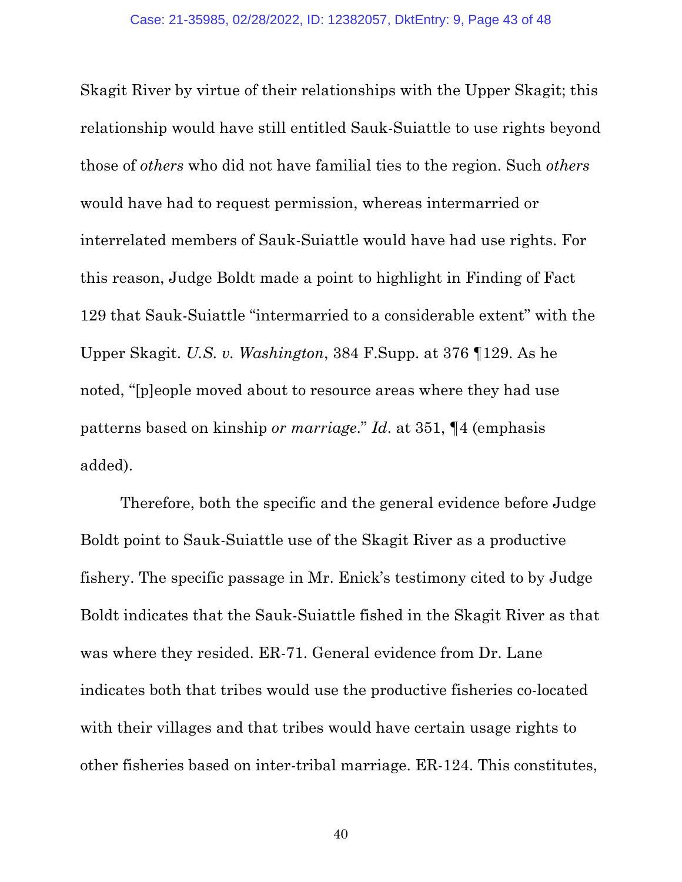Skagit River by virtue of their relationships with the Upper Skagit; this relationship would have still entitled Sauk-Suiattle to use rights beyond those of *others* who did not have familial ties to the region. Such *others* would have had to request permission, whereas intermarried or interrelated members of Sauk-Suiattle would have had use rights. For this reason, Judge Boldt made a point to highlight in Finding of Fact 129 that Sauk-Suiattle "intermarried to a considerable extent" with the Upper Skagit. *U.S. v. Washington*, 384 F.Supp. at 376 ¶129. As he noted, "[p]eople moved about to resource areas where they had use patterns based on kinship *or marriage*." *Id*. at 351, ¶4 (emphasis added).

Therefore, both the specific and the general evidence before Judge Boldt point to Sauk-Suiattle use of the Skagit River as a productive fishery. The specific passage in Mr. Enick's testimony cited to by Judge Boldt indicates that the Sauk-Suiattle fished in the Skagit River as that was where they resided. ER-71. General evidence from Dr. Lane indicates both that tribes would use the productive fisheries co-located with their villages and that tribes would have certain usage rights to other fisheries based on inter-tribal marriage. ER-124. This constitutes,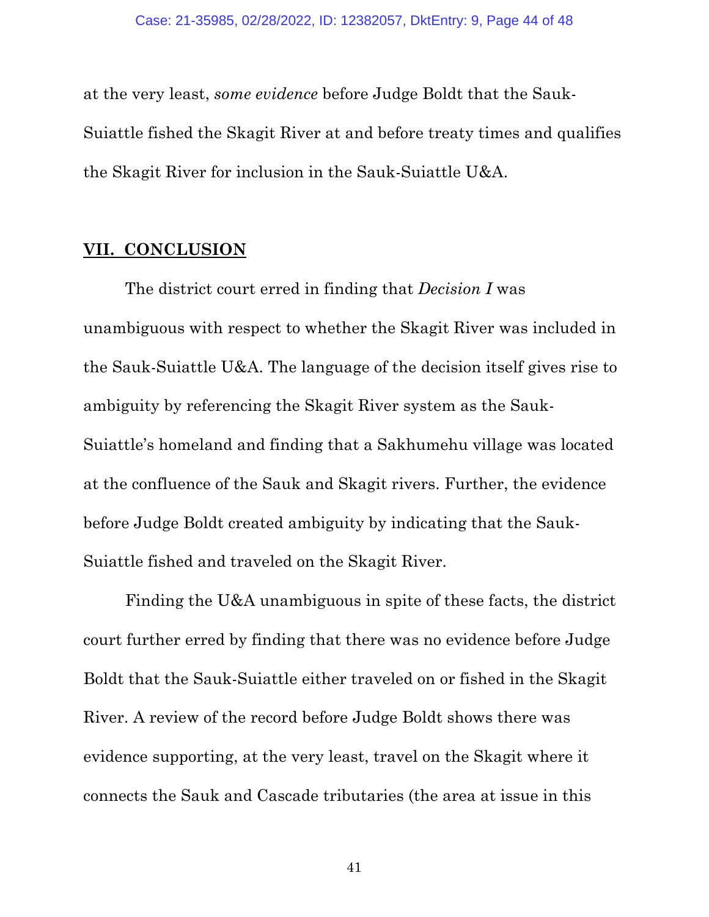at the very least, *some evidence* before Judge Boldt that the Sauk-Suiattle fished the Skagit River at and before treaty times and qualifies the Skagit River for inclusion in the Sauk-Suiattle U&A.

## VII. CONCLUSION

The district court erred in finding that *Decision I* was unambiguous with respect to whether the Skagit River was included in the Sauk-Suiattle U&A. The language of the decision itself gives rise to ambiguity by referencing the Skagit River system as the Sauk-Suiattle's homeland and finding that a Sakhumehu village was located at the confluence of the Sauk and Skagit rivers. Further, the evidence before Judge Boldt created ambiguity by indicating that the Sauk-Suiattle fished and traveled on the Skagit River.

Finding the U&A unambiguous in spite of these facts, the district court further erred by finding that there was no evidence before Judge Boldt that the Sauk-Suiattle either traveled on or fished in the Skagit River. A review of the record before Judge Boldt shows there was evidence supporting, at the very least, travel on the Skagit where it connects the Sauk and Cascade tributaries (the area at issue in this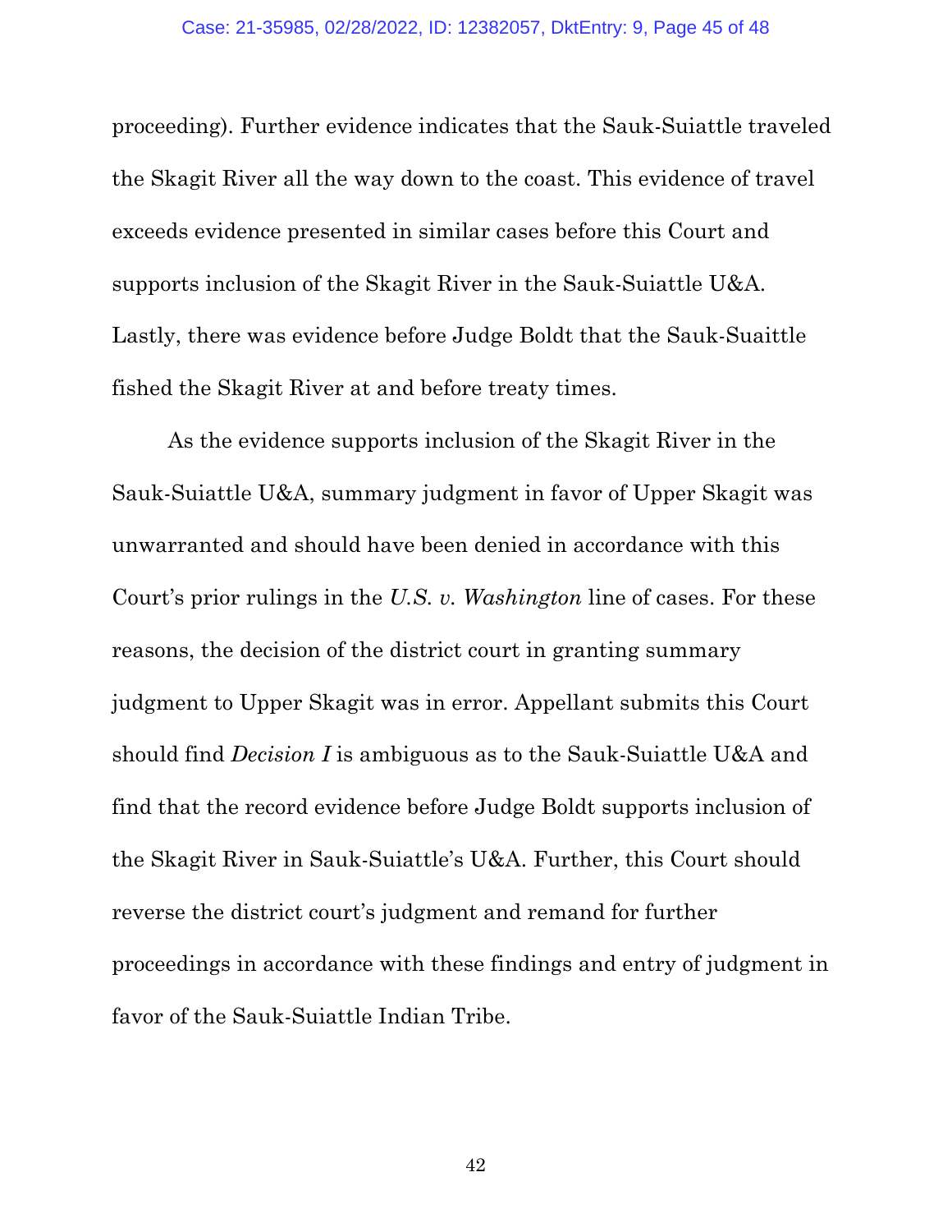proceeding). Further evidence indicates that the Sauk-Suiattle traveled the Skagit River all the way down to the coast. This evidence of travel exceeds evidence presented in similar cases before this Court and supports inclusion of the Skagit River in the Sauk-Suiattle U&A. Lastly, there was evidence before Judge Boldt that the Sauk-Suaittle fished the Skagit River at and before treaty times.

As the evidence supports inclusion of the Skagit River in the Sauk-Suiattle U&A, summary judgment in favor of Upper Skagit was unwarranted and should have been denied in accordance with this Court's prior rulings in the *U.S. v. Washington* line of cases. For these reasons, the decision of the district court in granting summary judgment to Upper Skagit was in error. Appellant submits this Court should find *Decision I* is ambiguous as to the Sauk-Suiattle U&A and find that the record evidence before Judge Boldt supports inclusion of the Skagit River in Sauk-Suiattle's U&A. Further, this Court should reverse the district court's judgment and remand for further proceedings in accordance with these findings and entry of judgment in favor of the Sauk-Suiattle Indian Tribe.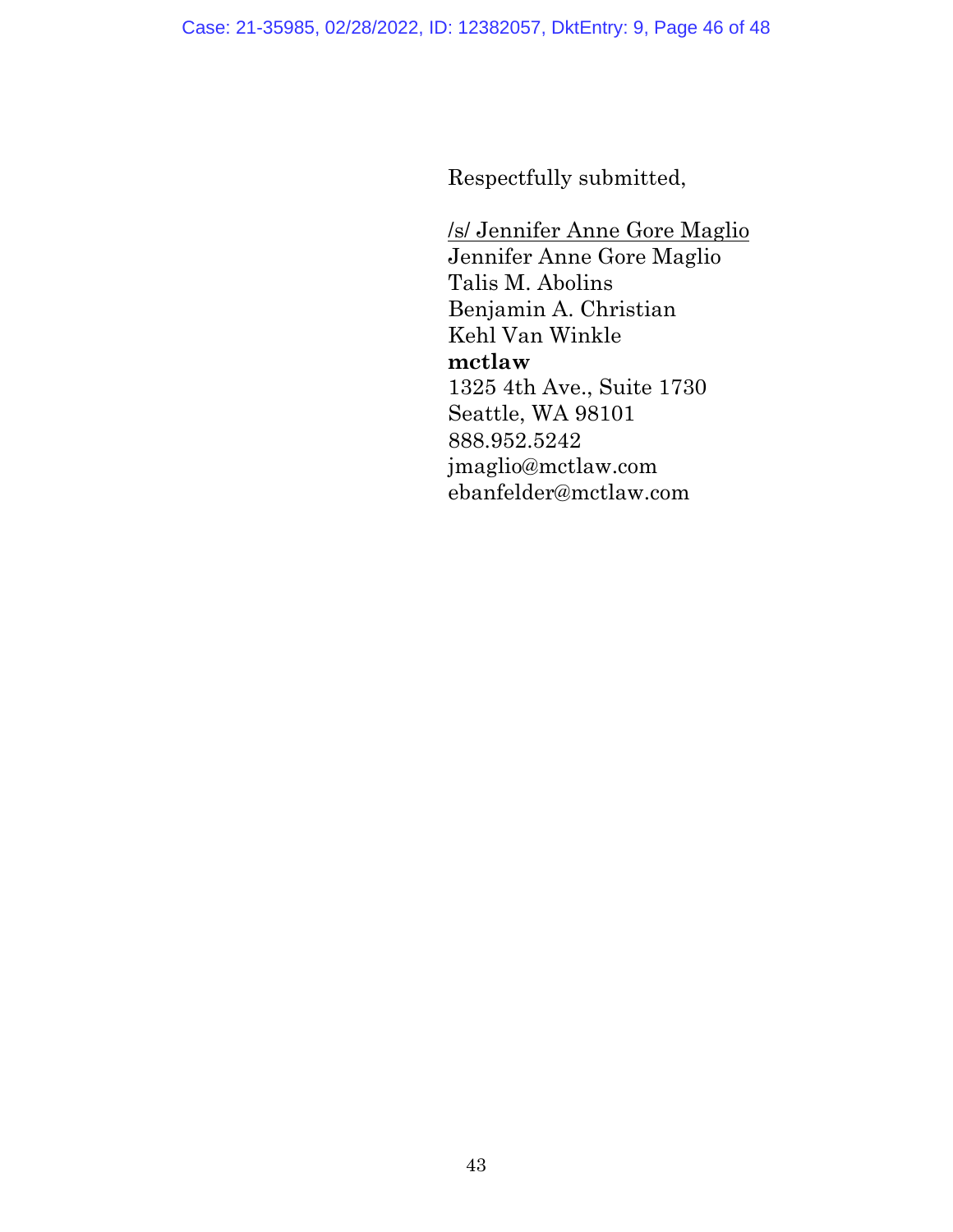Respectfully submitted,

/s/ Jennifer Anne Gore Maglio
Jennifer Anne Gore Maglio
Talis M. Abolins
Benjamin A. Christian
Kehl Van Winkle
**mctlaw**
1325 4th Ave., Suite 1730
Seattle, WA 98101
888.952.5242
jmaglio@mctlaw.com
ebanfelder@mctlaw.com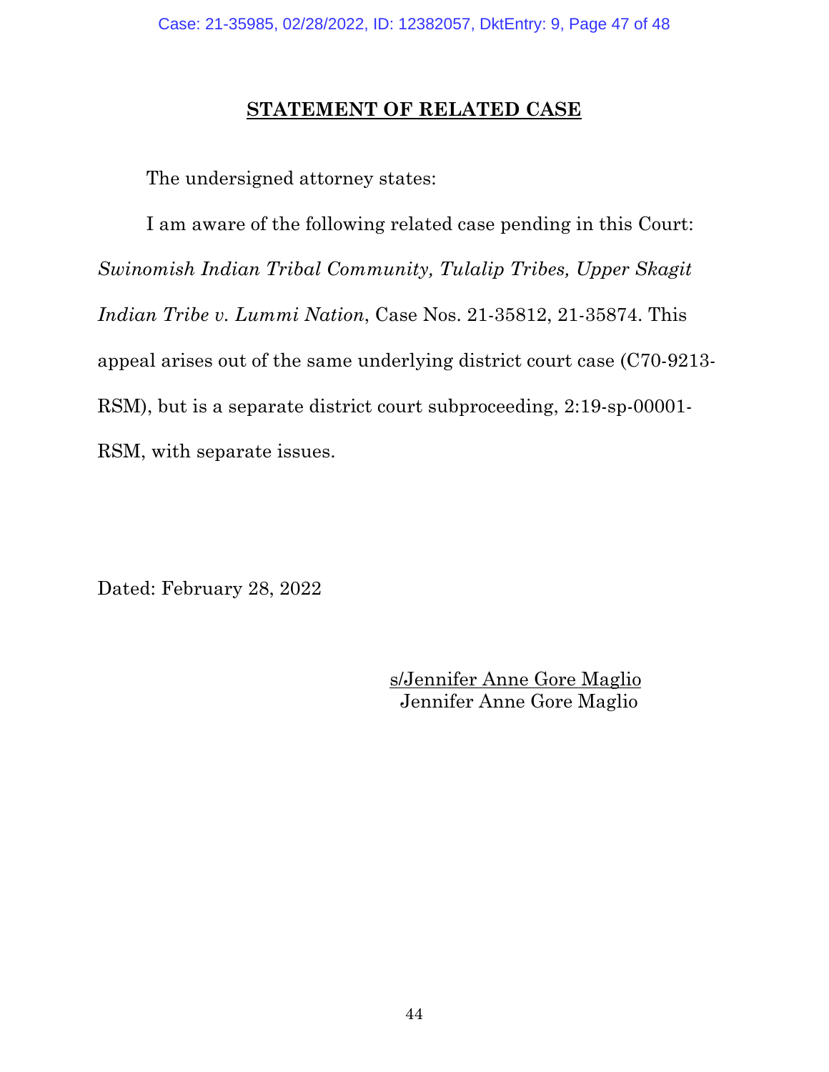## STATEMENT OF RELATED CASE

The undersigned attorney states:

I am aware of the following related case pending in this Court: *Swinomish Indian Tribal Community, Tulalip Tribes, Upper Skagit Indian Tribe v. Lummi Nation*, Case Nos. 21-35812, 21-35874. This appeal arises out of the same underlying district court case (C70-9213-RSM), but is a separate district court subproceeding, 2:19-sp-00001-RSM, with separate issues.

Dated: February 28, 2022

s/Jennifer Anne Gore Maglio
Jennifer Anne Gore Maglio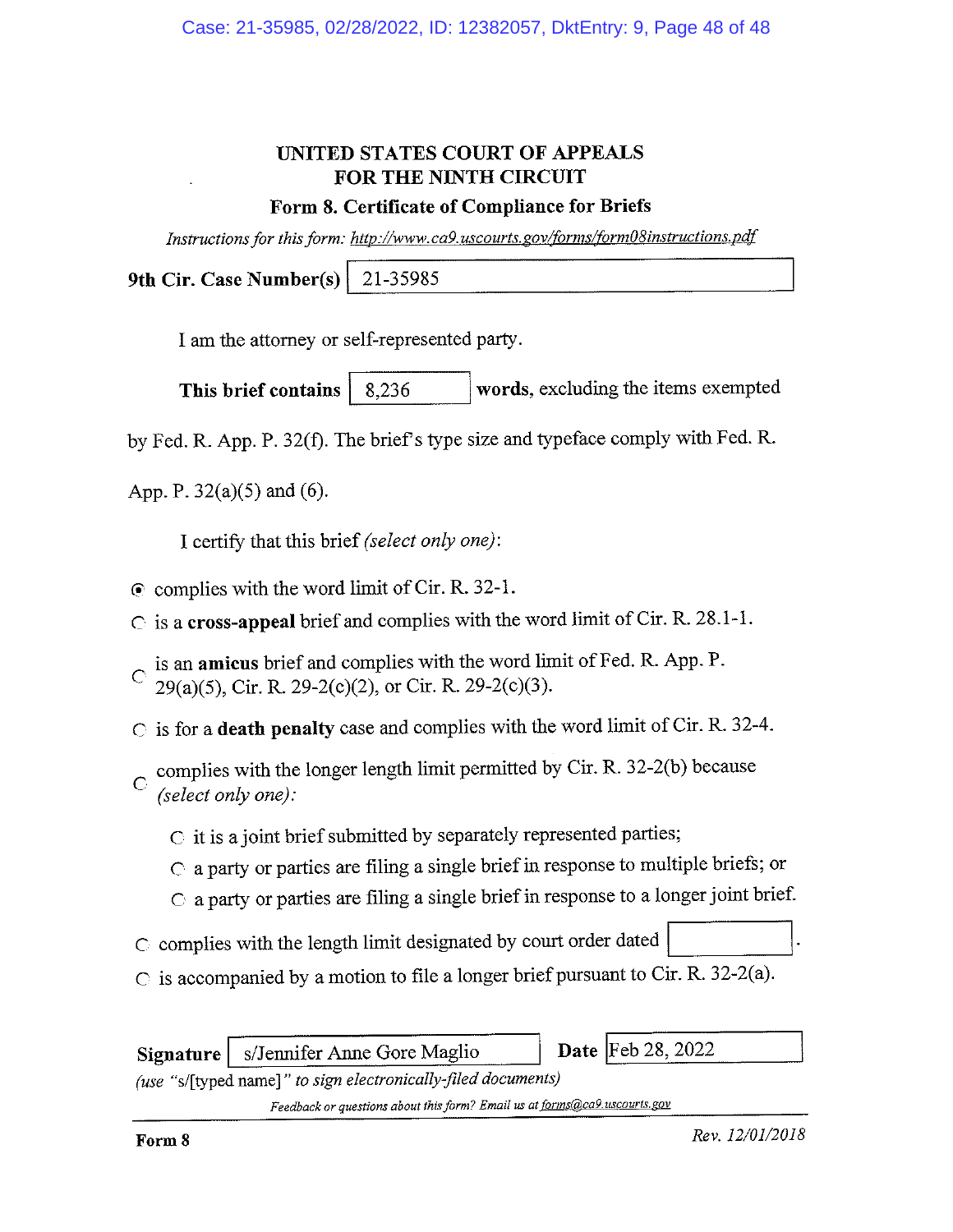# UNITED STATES COURT OF APPEALS
# FOR THE NINTH CIRCUIT

## Form 8. Certificate of Compliance for Briefs

*Instructions for this form: http://www.ca9.uscourts.gov/forms/form08instructions.pdf*

**9th Cir. Case Number(s)** 21-35985

I am the attorney or self-represented party.

**This brief contains** 8,236 **words,** excluding the items exempted by Fed. R. App. P. 32(f). The brief's type size and typeface comply with Fed. R. App. P. 32(a)(5) and (6).

I certify that this brief *(select only one)*:

- [x] complies with the word limit of Cir. R. 32-1.
- [ ] is a **cross-appeal** brief and complies with the word limit of Cir. R. 28.1-1.
- [ ] is an **amicus** brief and complies with the word limit of Fed. R. App. P. 29(a)(5), Cir. R. 29-2(c)(2), or Cir. R. 29-2(c)(3).
- [ ] is for a **death penalty** case and complies with the word limit of Cir. R. 32-4.
- [ ] complies with the longer length limit permitted by Cir. R. 32-2(b) because *(select only one)*:
  - [ ] it is a joint brief submitted by separately represented parties;
  - [ ] a party or parties are filing a single brief in response to multiple briefs; or
  - [ ] a party or parties are filing a single brief in response to a longer joint brief.
- [ ] complies with the length limit designated by court order dated ____________.
- [ ] is accompanied by a motion to file a longer brief pursuant to Cir. R. 32-2(a).

**Signature** s/Jennifer Anne Gore Maglio **Date** Feb 28, 2022

*(use "s/[typed name]" to sign electronically-filed documents)*

*Feedback or questions about this form? Email us at forms@ca9.uscourts.gov*

**Form 8** *Rev. 12/01/2018*